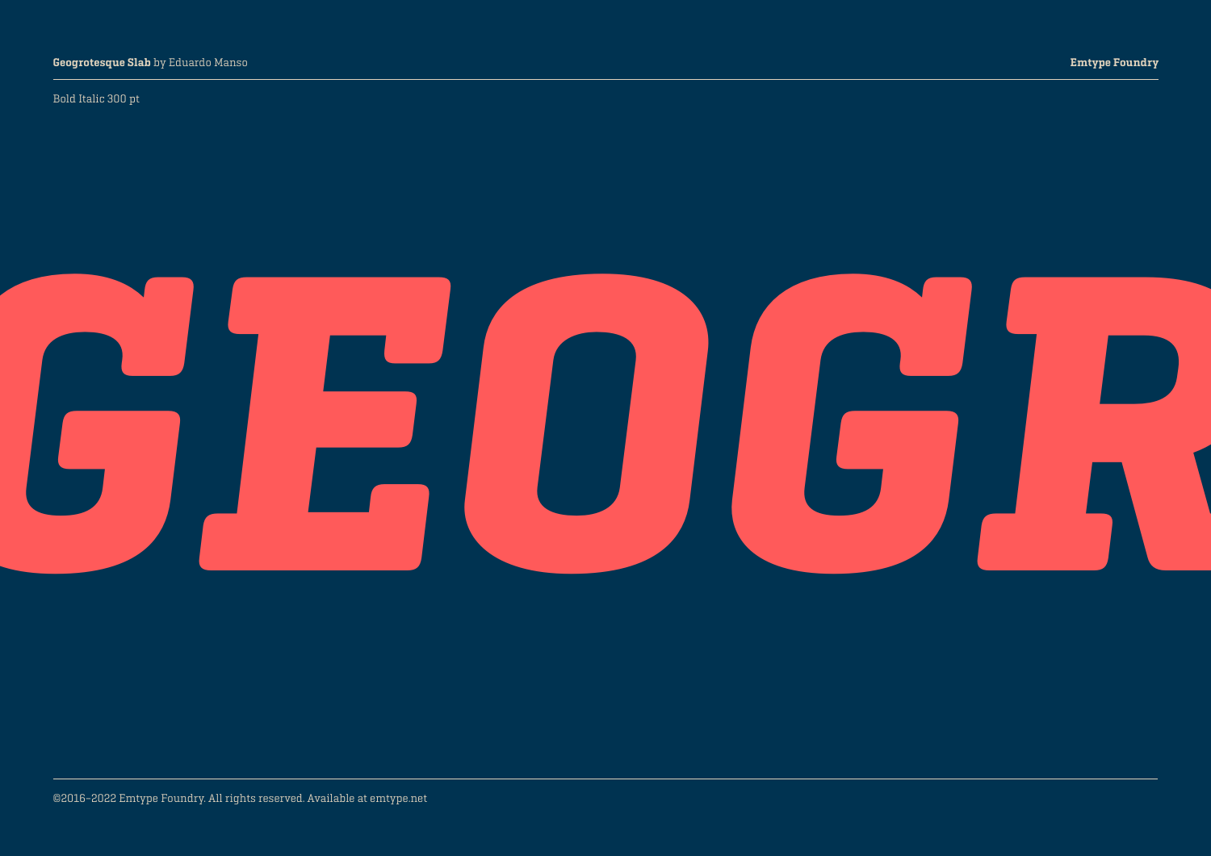**Geogrotesque Slab** by Eduardo Manso

**Emtype Foundry**

Bold Italic 300 pt

# *GEOGR*

©2016–2022 Emtype Foundry. All rights reserved. Available at emtype.net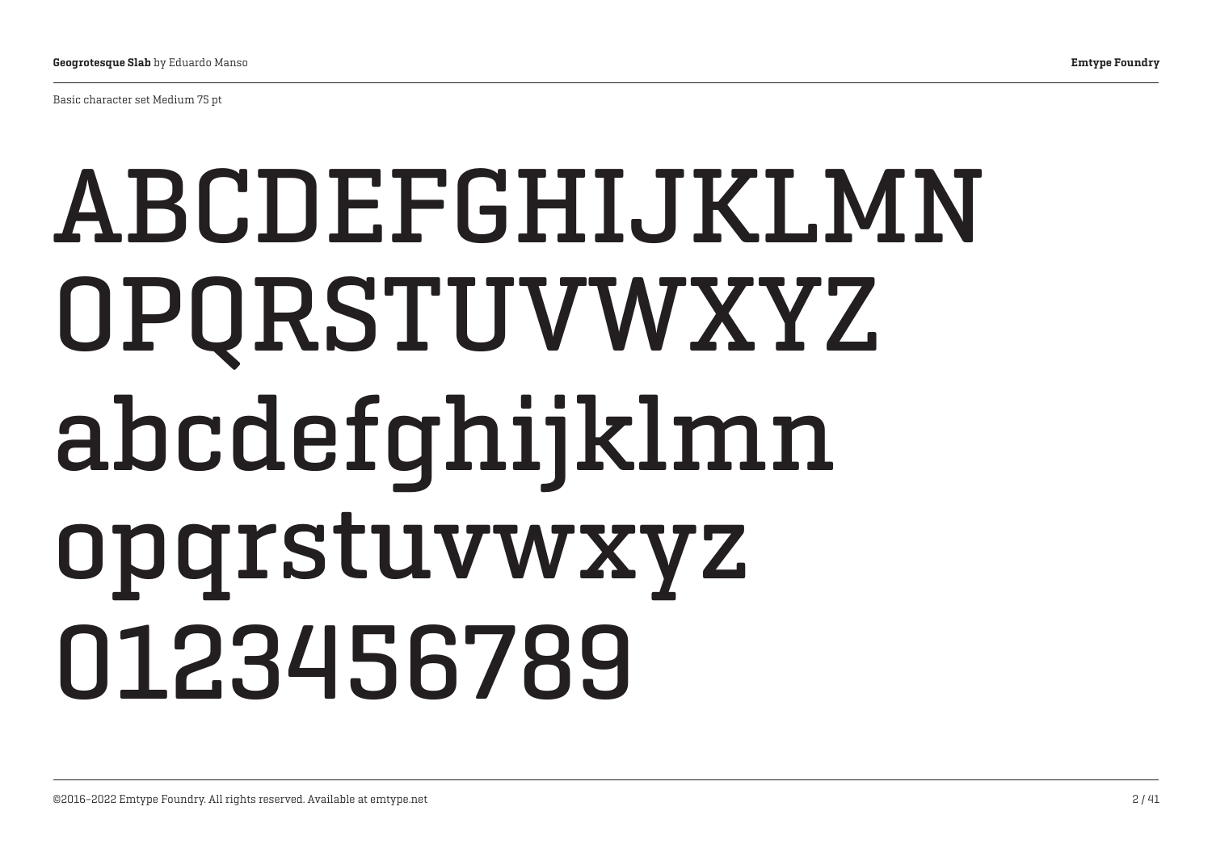Basic character set Medium 75 pt

ABCDEFGHIJKLMN
OPQRSTUVWXYZ
abcdefghijklmn
opqrstuvwxyz
0123456789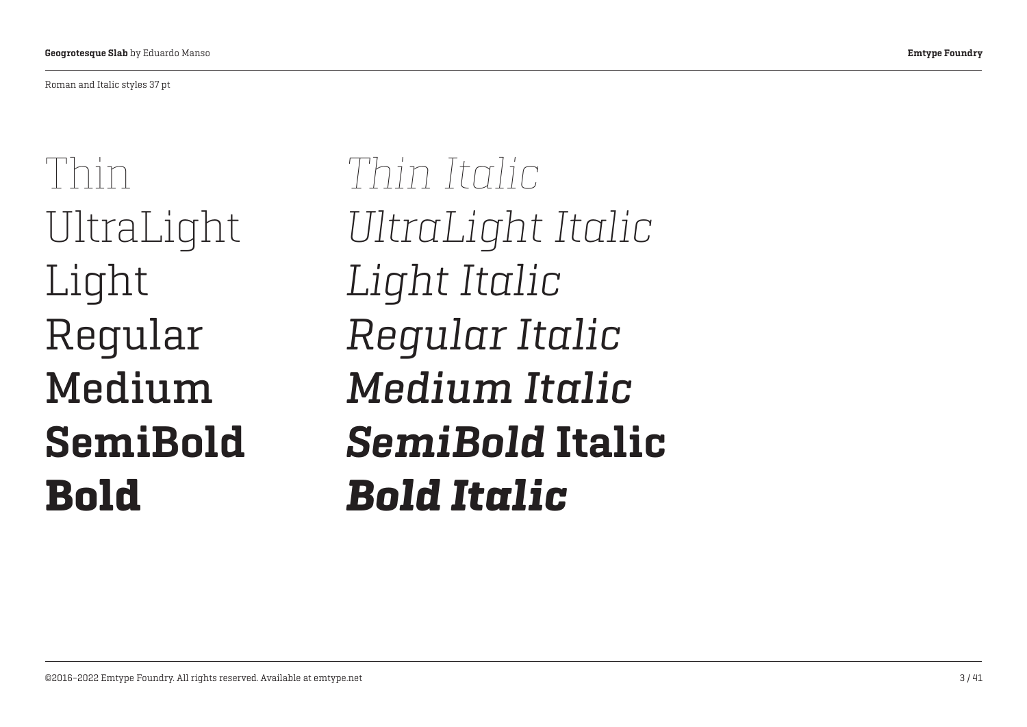Roman and Italic styles 37 pt

Thin
UltraLight
Light
Regular
Medium
**SemiBold**
**Bold**

*Thin Italic*
*UltraLight Italic*
*Light Italic*
*Regular Italic*
*Medium Italic*
***SemiBold* Italic**
***Bold Italic***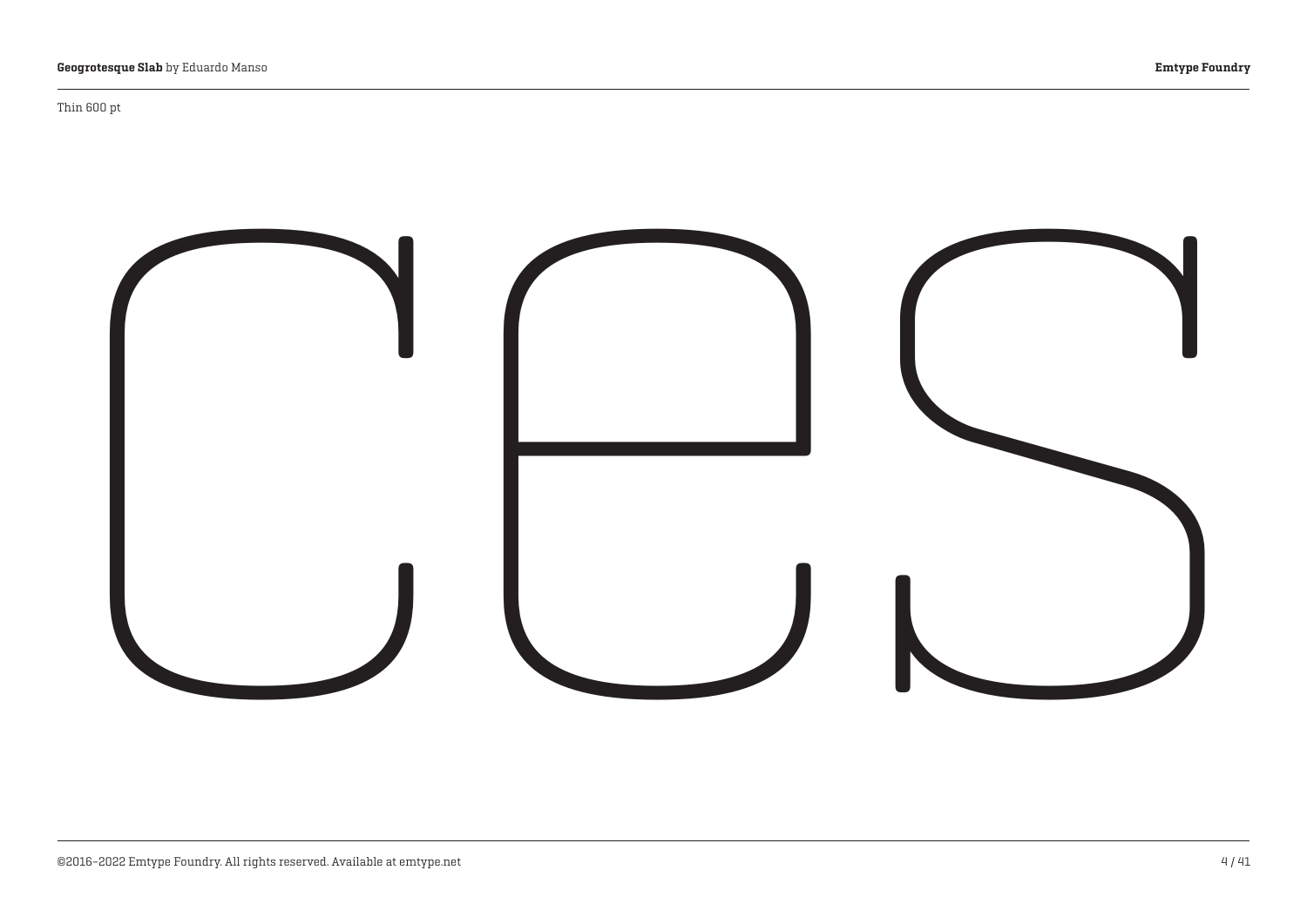Thin 600 pt

ces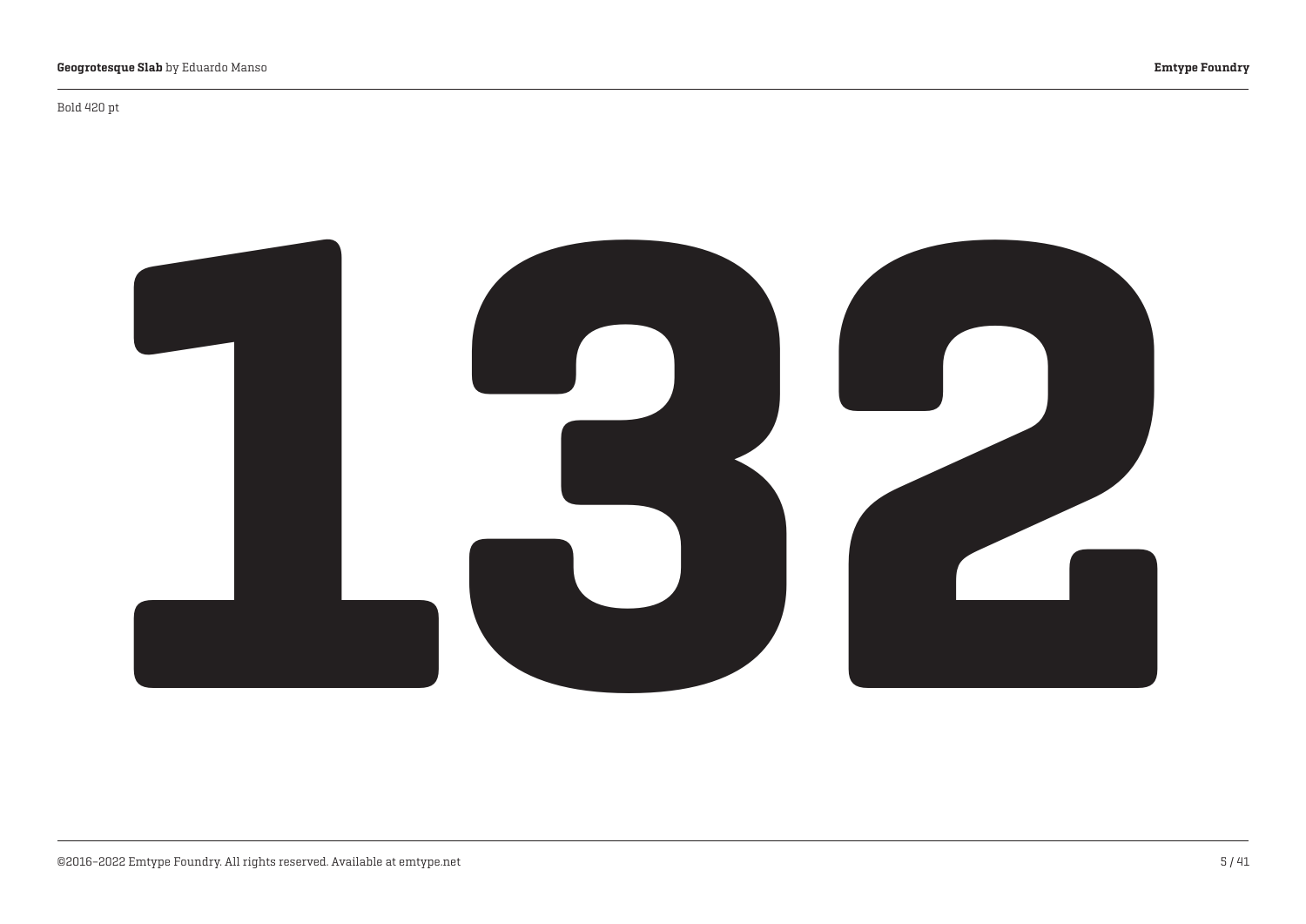Bold 420 pt

# 132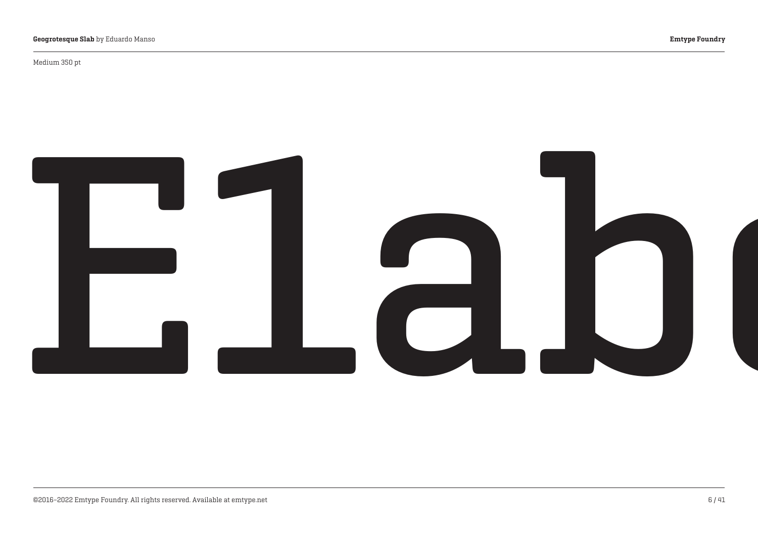Medium 350 pt

# Elab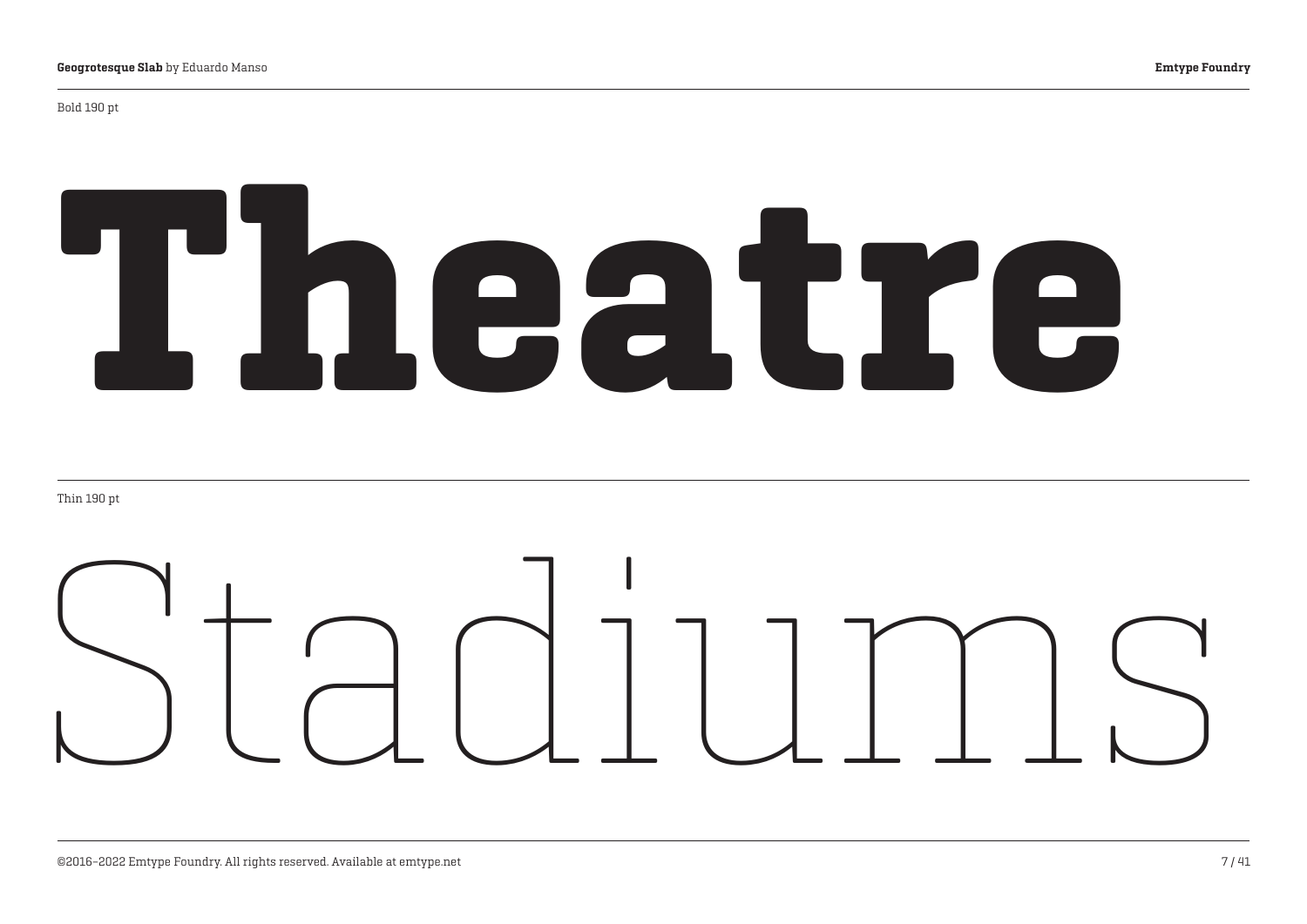Bold 190 pt

# Theatre

Thin 190 pt

# Stadiums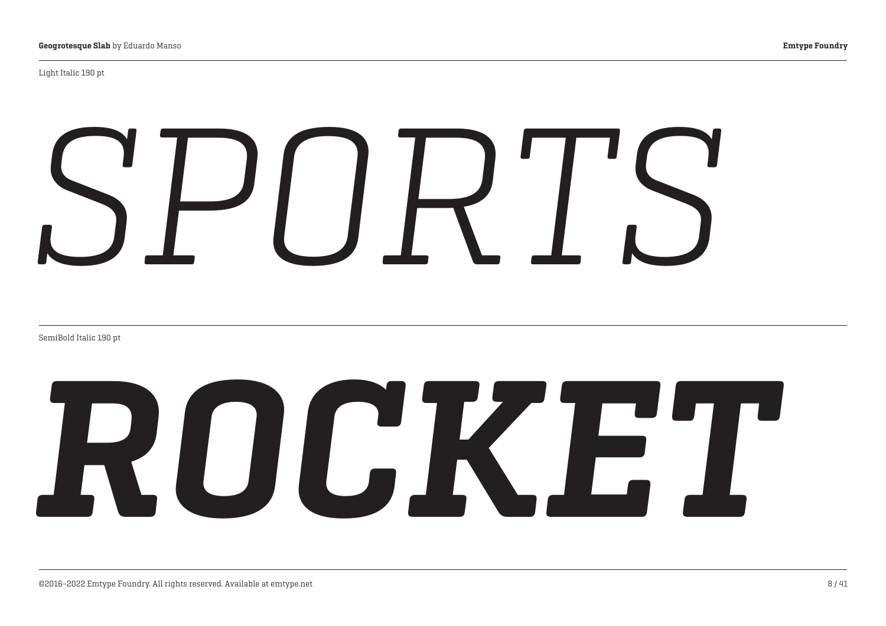Light Italic 190 pt

*SPORTS*

SemiBold Italic 190 pt

***ROCKET***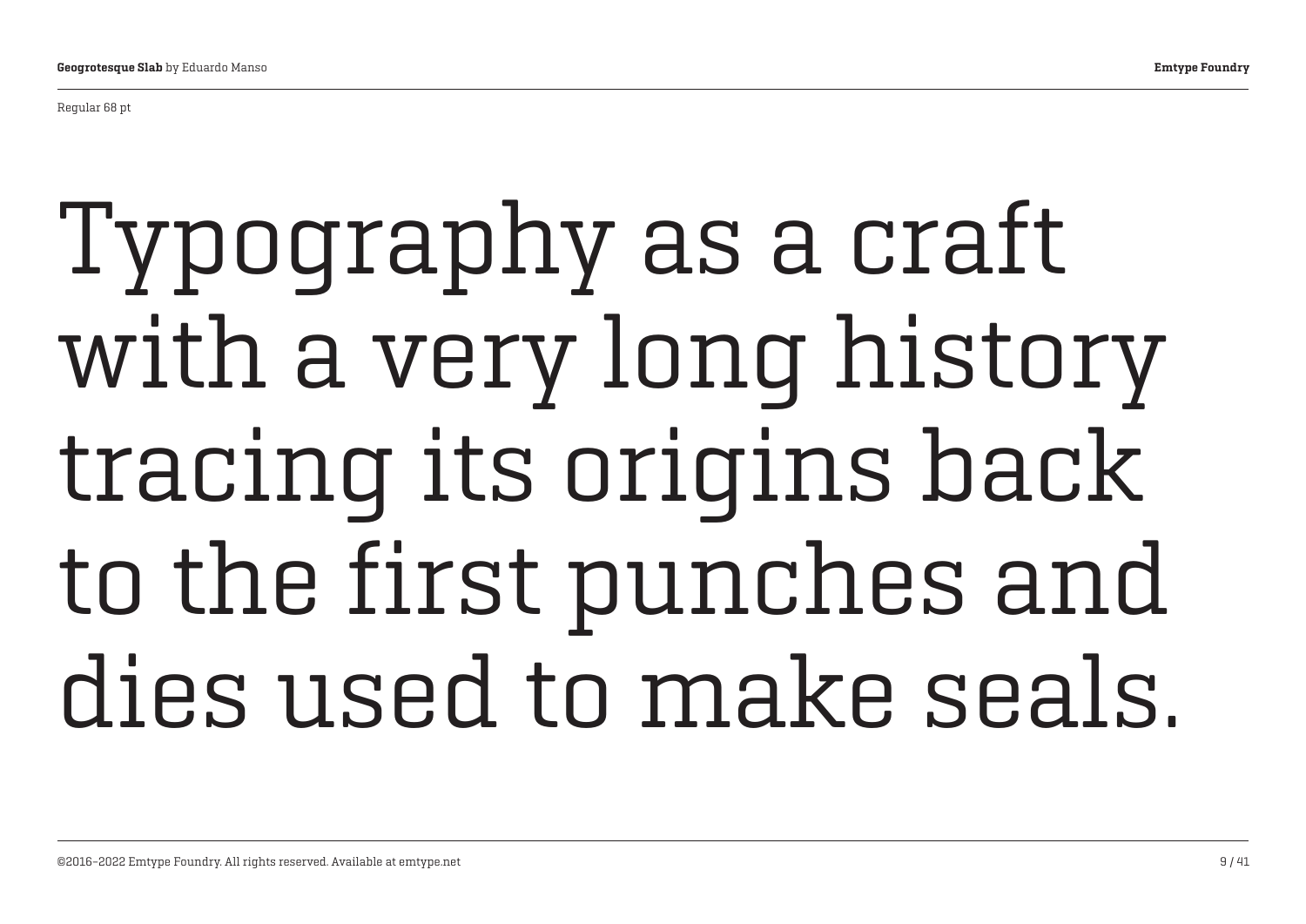Regular 68 pt

Typography as a craft with a very long history tracing its origins back to the first punches and dies used to make seals.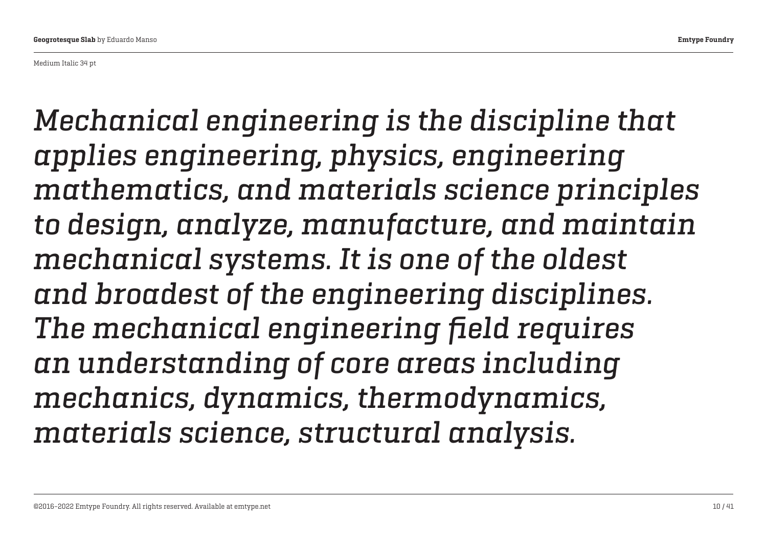Medium Italic 34 pt

*Mechanical engineering is the discipline that applies engineering, physics, engineering mathematics, and materials science principles to design, analyze, manufacture, and maintain mechanical systems. It is one of the oldest and broadest of the engineering disciplines. The mechanical engineering field requires an understanding of core areas including mechanics, dynamics, thermodynamics, materials science, structural analysis.*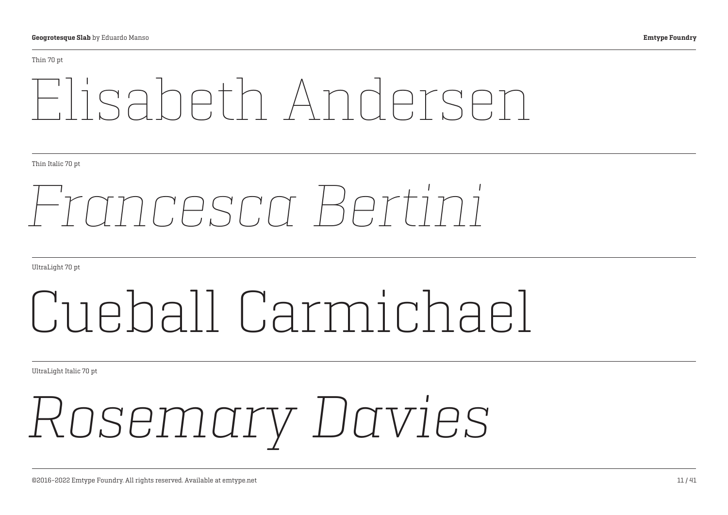Thin 70 pt

Elisabeth Andersen

Thin Italic 70 pt

*Francesca Bertini*

UltraLight 70 pt

Cueball Carmichael

UltraLight Italic 70 pt

*Rosemary Davies*

©2016–2022 Emtype Foundry. All rights reserved. Available at emtype.net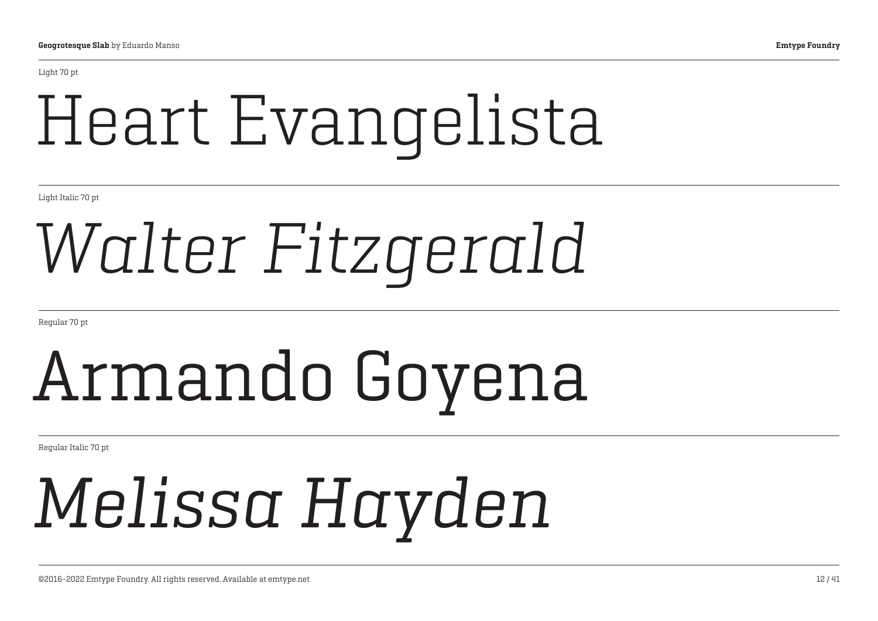Light 70 pt

# Heart Evangelista

Light Italic 70 pt

# *Walter Fitzgerald*

Regular 70 pt

# Armando Goyena

Regular Italic 70 pt

# *Melissa Hayden*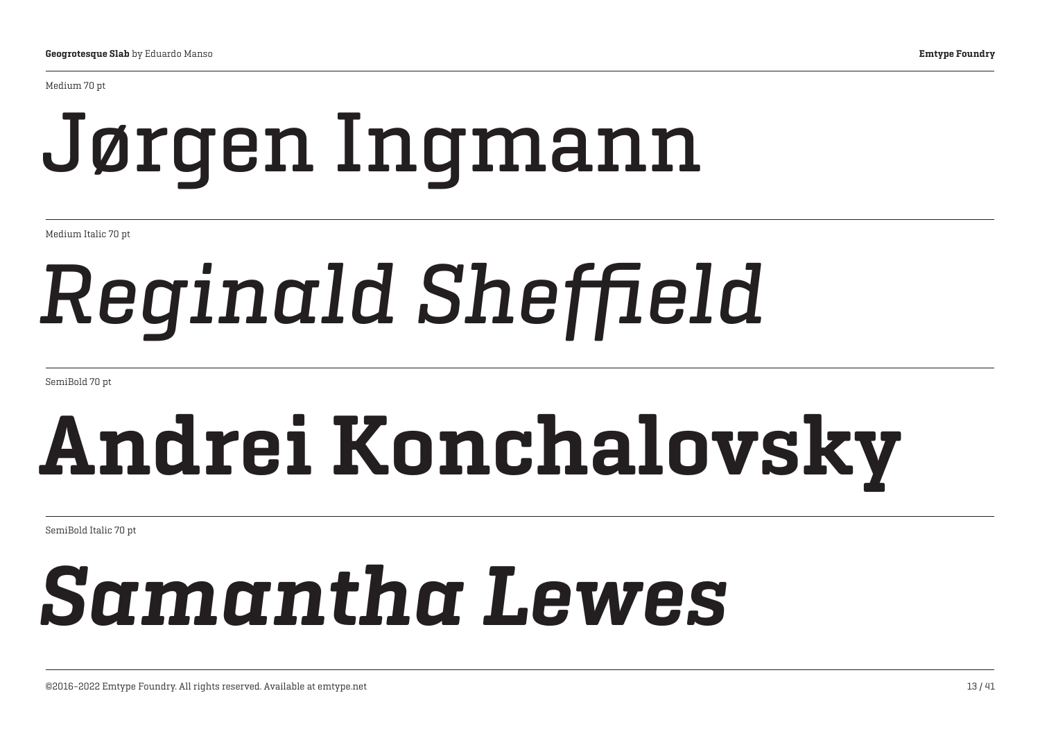Medium 70 pt

Jørgen Ingmann

Medium Italic 70 pt

*Reginald Sheffield*

SemiBold 70 pt

**Andrei Konchalovsky**

SemiBold Italic 70 pt

***Samantha Lewes***

©2016–2022 Emtype Foundry. All rights reserved. Available at emtype.net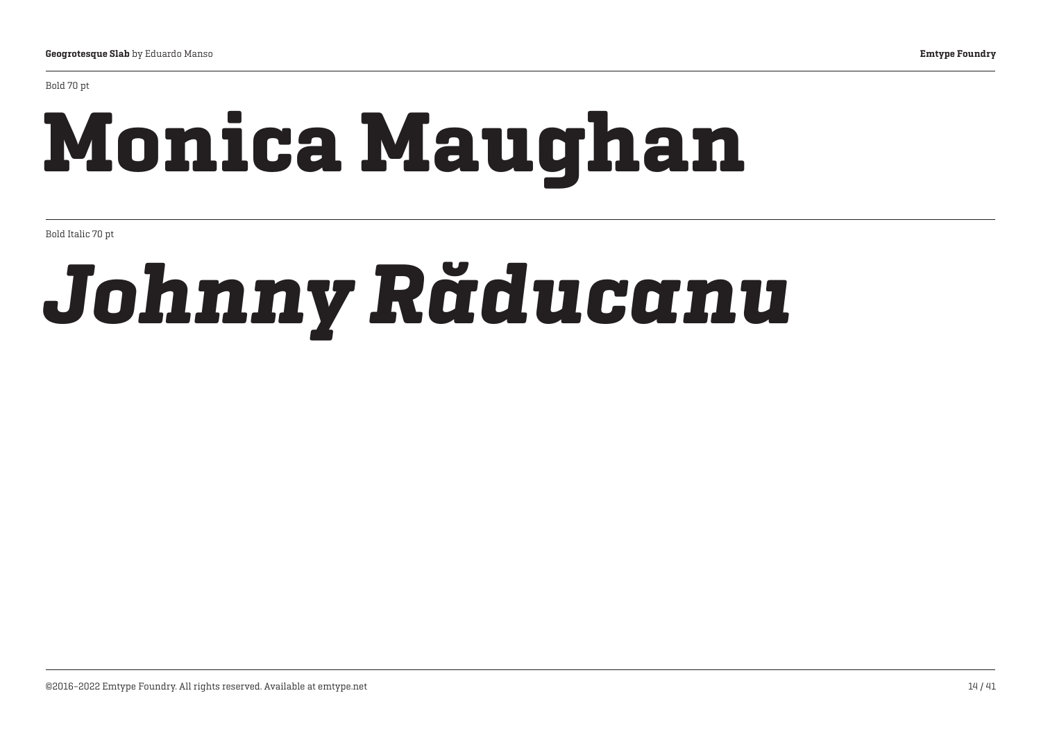Bold 70 pt

# Monica Maughan

Bold Italic 70 pt

# *Johnny Răducanu*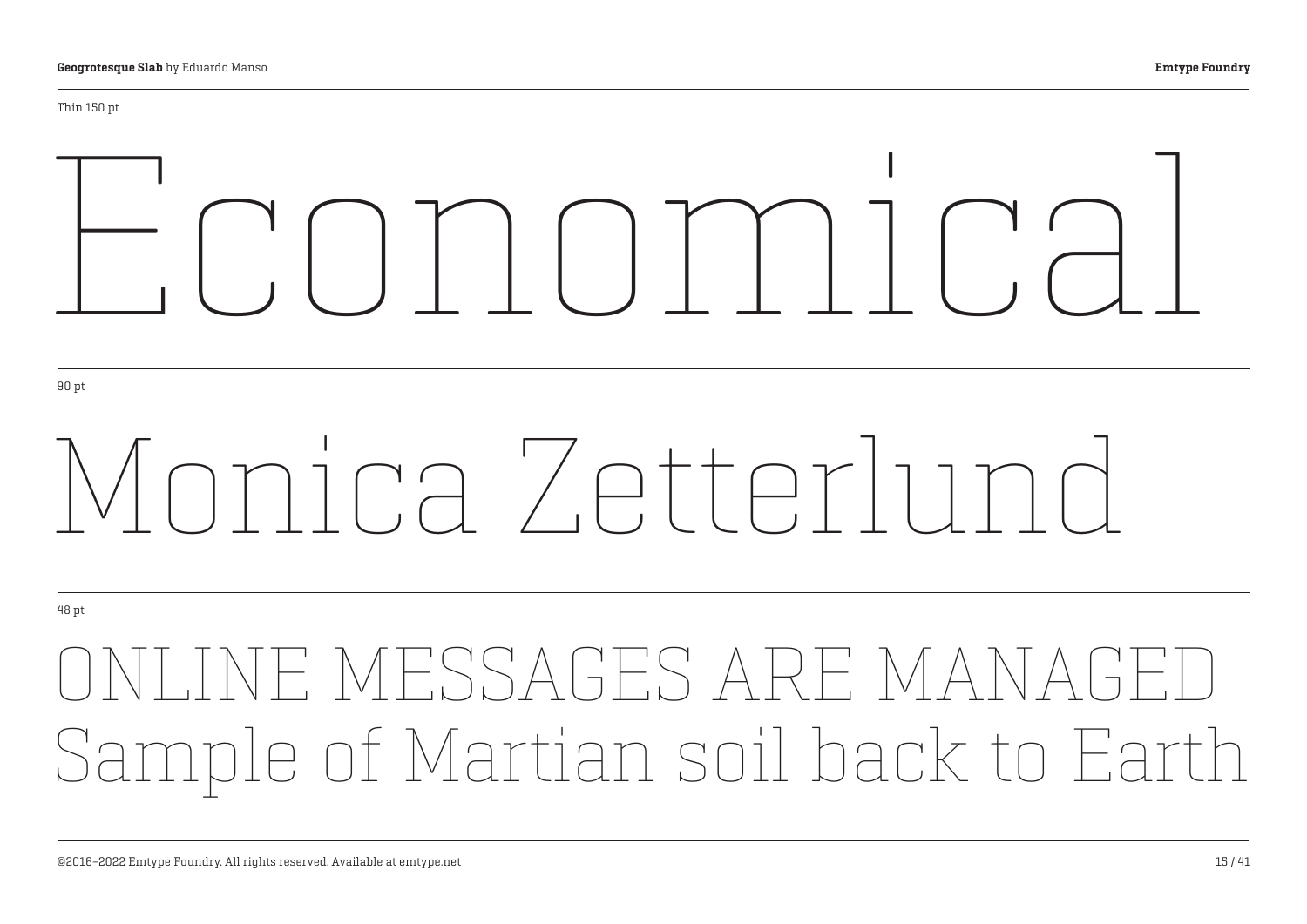Thin 150 pt

# Economical

90 pt

# Monica Zetterlund

48 pt

## ONLINE MESSAGES ARE MANAGED Sample of Martian soil back to Earth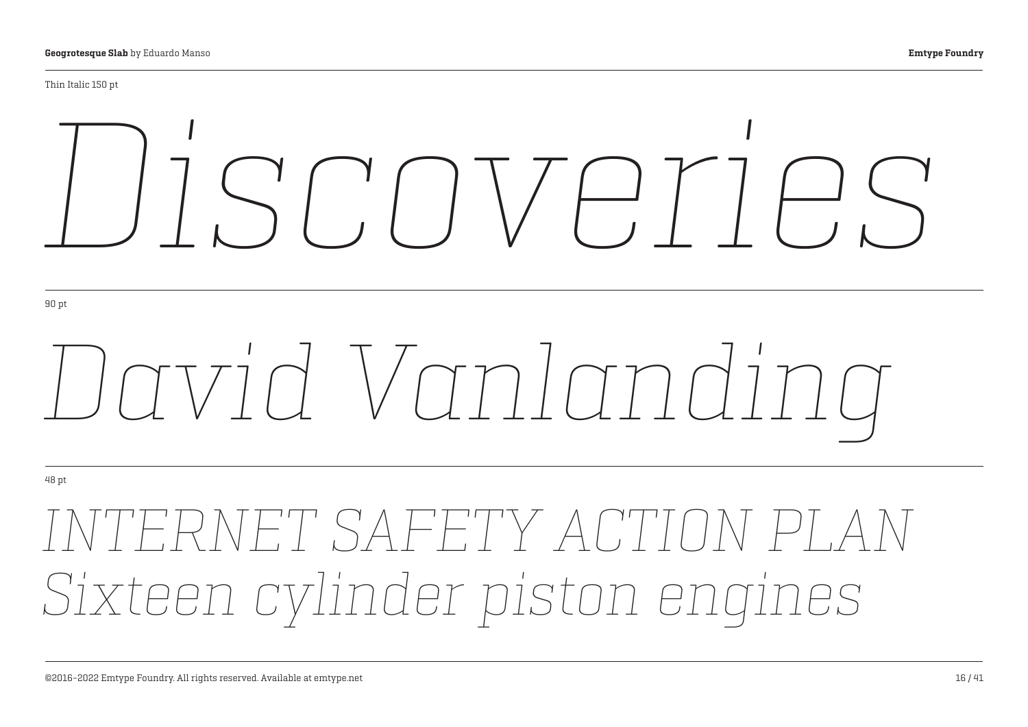Thin Italic 150 pt

*Discoveries*

90 pt

*David Vanlanding*

48 pt

*INTERNET SAFETY ACTION PLAN*
*Sixteen cylinder piston engines*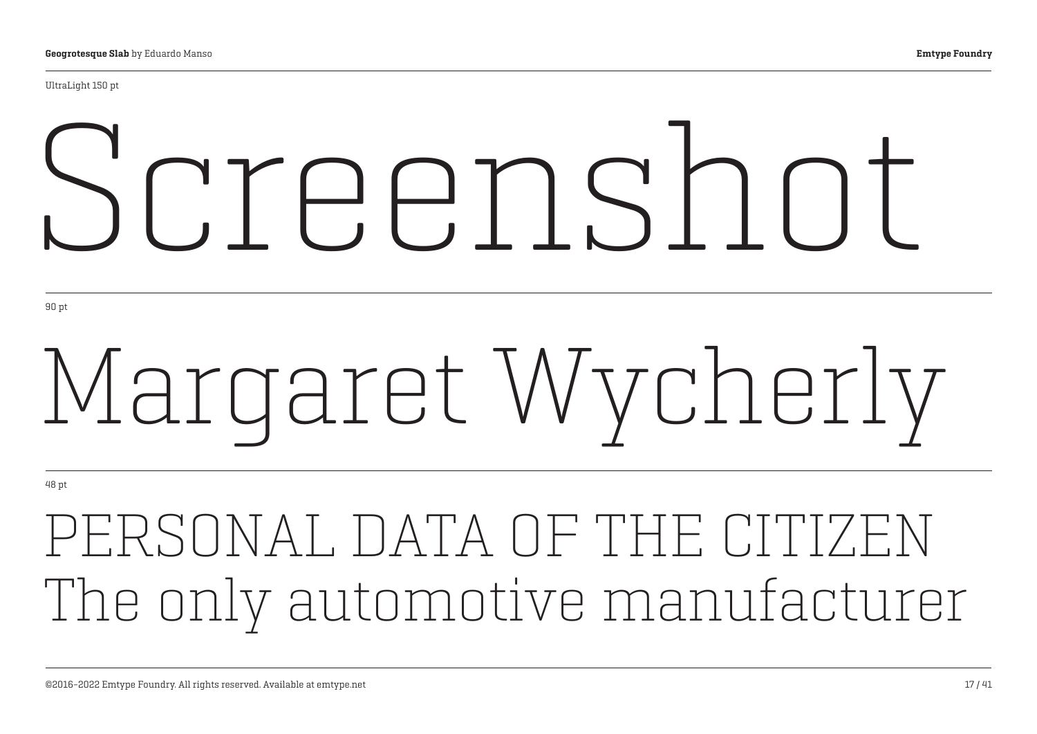UltraLight 150 pt

Screenshot

90 pt

Margaret Wycherly

48 pt

PERSONAL DATA OF THE CITIZEN
The only automotive manufacturer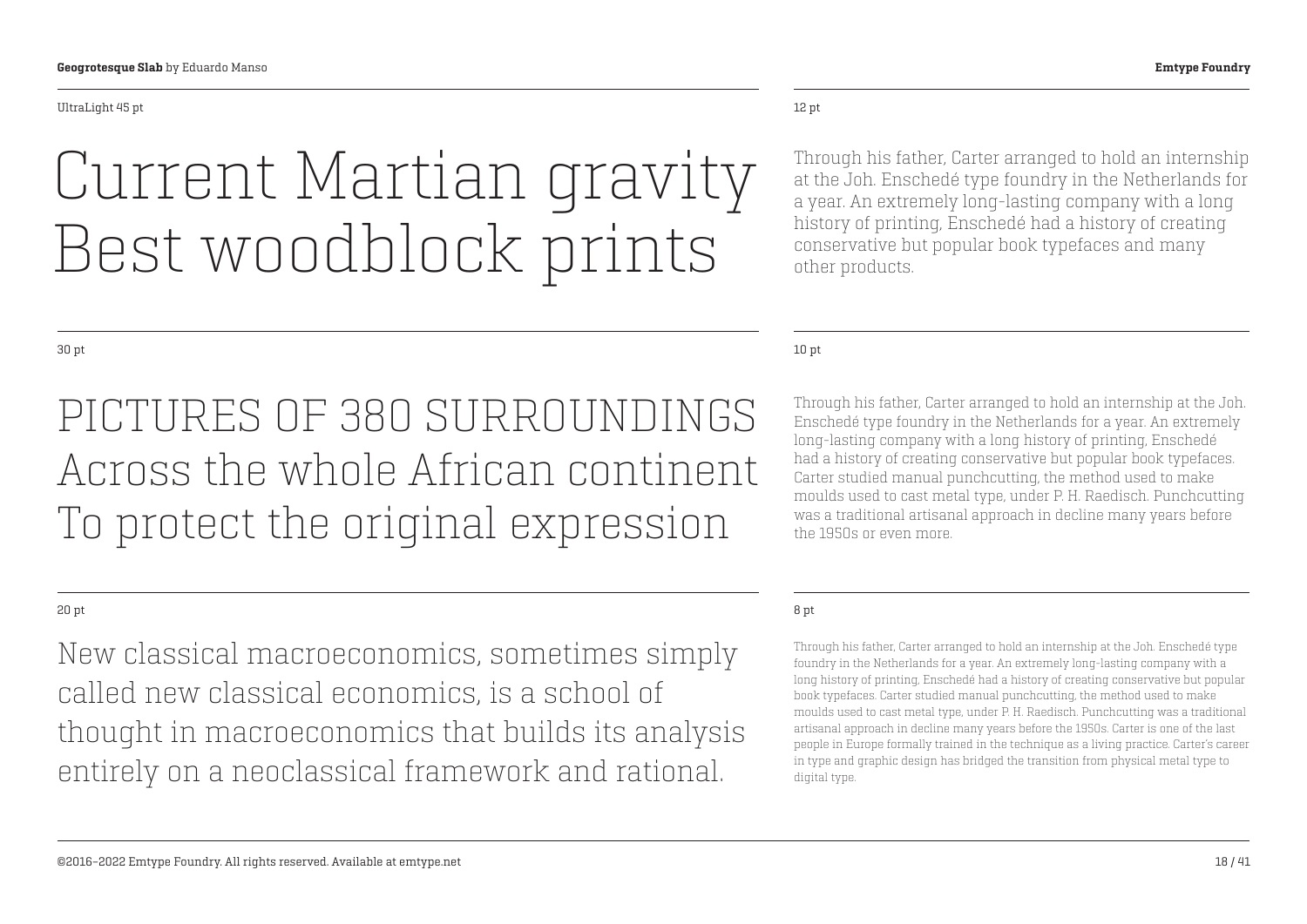UltraLight 45 pt

Current Martian gravity
Best woodblock prints

12 pt

Through his father, Carter arranged to hold an internship at the Joh. Enschedé type foundry in the Netherlands for a year. An extremely long-lasting company with a long history of printing, Enschedé had a history of creating conservative but popular book typefaces and many other products.

30 pt

PICTURES OF 380 SURROUNDINGS
Across the whole African continent
To protect the original expression

10 pt

Through his father, Carter arranged to hold an internship at the Joh. Enschedé type foundry in the Netherlands for a year. An extremely long-lasting company with a long history of printing, Enschedé had a history of creating conservative but popular book typefaces. Carter studied manual punchcutting, the method used to make moulds used to cast metal type, under P. H. Raedisch. Punchcutting was a traditional artisanal approach in decline many years before the 1950s or even more.

20 pt

New classical macroeconomics, sometimes simply called new classical economics, is a school of thought in macroeconomics that builds its analysis entirely on a neoclassical framework and rational.

8 pt

Through his father, Carter arranged to hold an internship at the Joh. Enschedé type foundry in the Netherlands for a year. An extremely long-lasting company with a long history of printing, Enschedé had a history of creating conservative but popular book typefaces. Carter studied manual punchcutting, the method used to make moulds used to cast metal type, under P. H. Raedisch. Punchcutting was a traditional artisanal approach in decline many years before the 1950s. Carter is one of the last people in Europe formally trained in the technique as a living practice. Carter's career in type and graphic design has bridged the transition from physical metal type to digital type.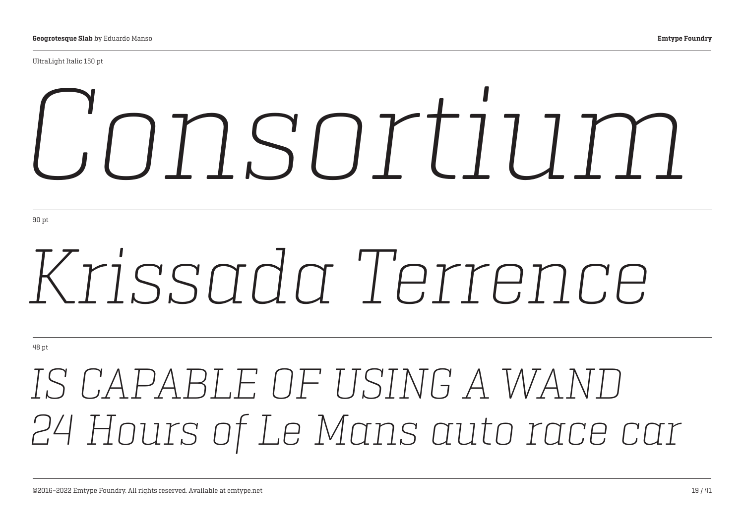UltraLight Italic 150 pt

*Consortium*

90 pt

*Krissada Terrence*

48 pt

*IS CAPABLE OF USING A WAND*
*24 Hours of Le Mans auto race car*

©2016–2022 Emtype Foundry. All rights reserved. Available at emtype.net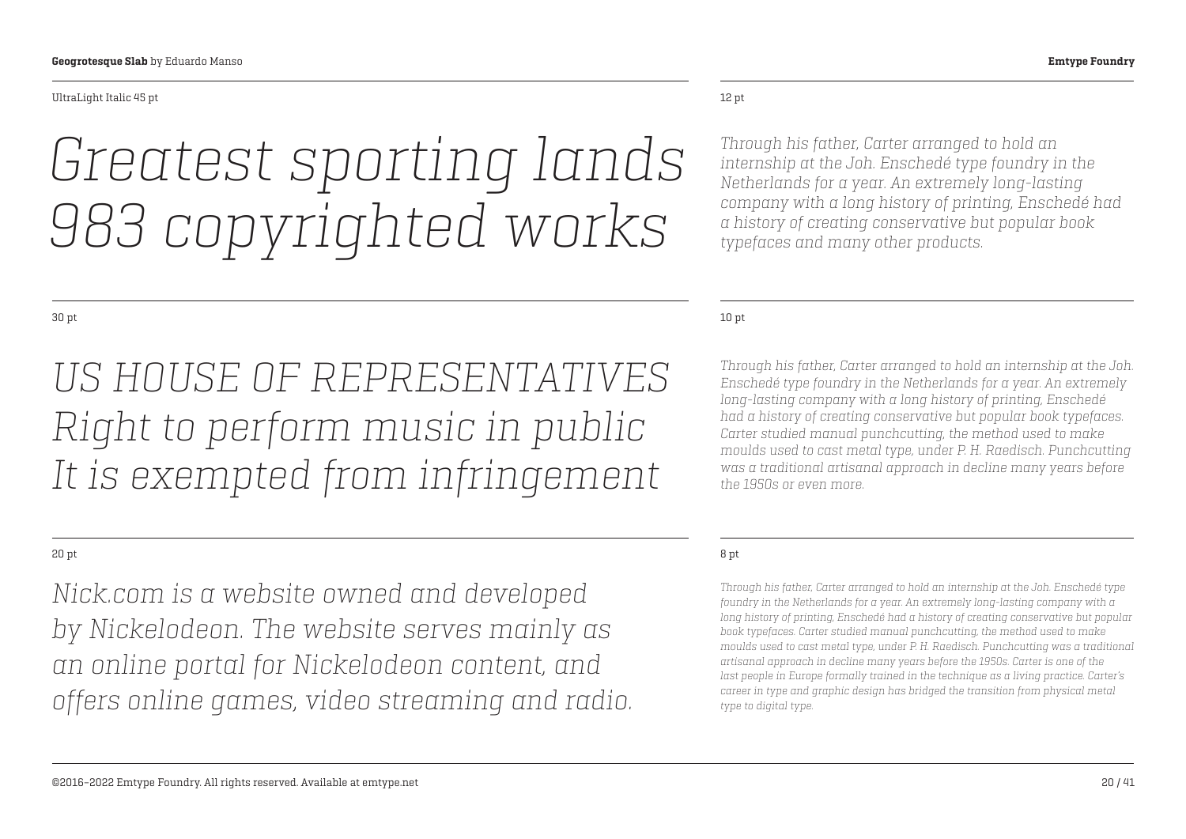UltraLight Italic 45 pt

*Greatest sporting lands*
*983 copyrighted works*

12 pt

*Through his father, Carter arranged to hold an internship at the Joh. Enschedé type foundry in the Netherlands for a year. An extremely long-lasting company with a long history of printing, Enschedé had a history of creating conservative but popular book typefaces and many other products.*

30 pt

*US HOUSE OF REPRESENTATIVES*
*Right to perform music in public*
*It is exempted from infringement*

10 pt

*Through his father, Carter arranged to hold an internship at the Joh. Enschedé type foundry in the Netherlands for a year. An extremely long-lasting company with a long history of printing, Enschedé had a history of creating conservative but popular book typefaces. Carter studied manual punchcutting, the method used to make moulds used to cast metal type, under P. H. Raedisch. Punchcutting was a traditional artisanal approach in decline many years before the 1950s or even more.*

20 pt

*Nick.com is a website owned and developed by Nickelodeon. The website serves mainly as an online portal for Nickelodeon content, and offers online games, video streaming and radio.*

8 pt

*Through his father, Carter arranged to hold an internship at the Joh. Enschedé type foundry in the Netherlands for a year. An extremely long-lasting company with a long history of printing, Enschedé had a history of creating conservative but popular book typefaces. Carter studied manual punchcutting, the method used to make moulds used to cast metal type, under P. H. Raedisch. Punchcutting was a traditional artisanal approach in decline many years before the 1950s. Carter is one of the last people in Europe formally trained in the technique as a living practice. Carter's career in type and graphic design has bridged the transition from physical metal type to digital type.*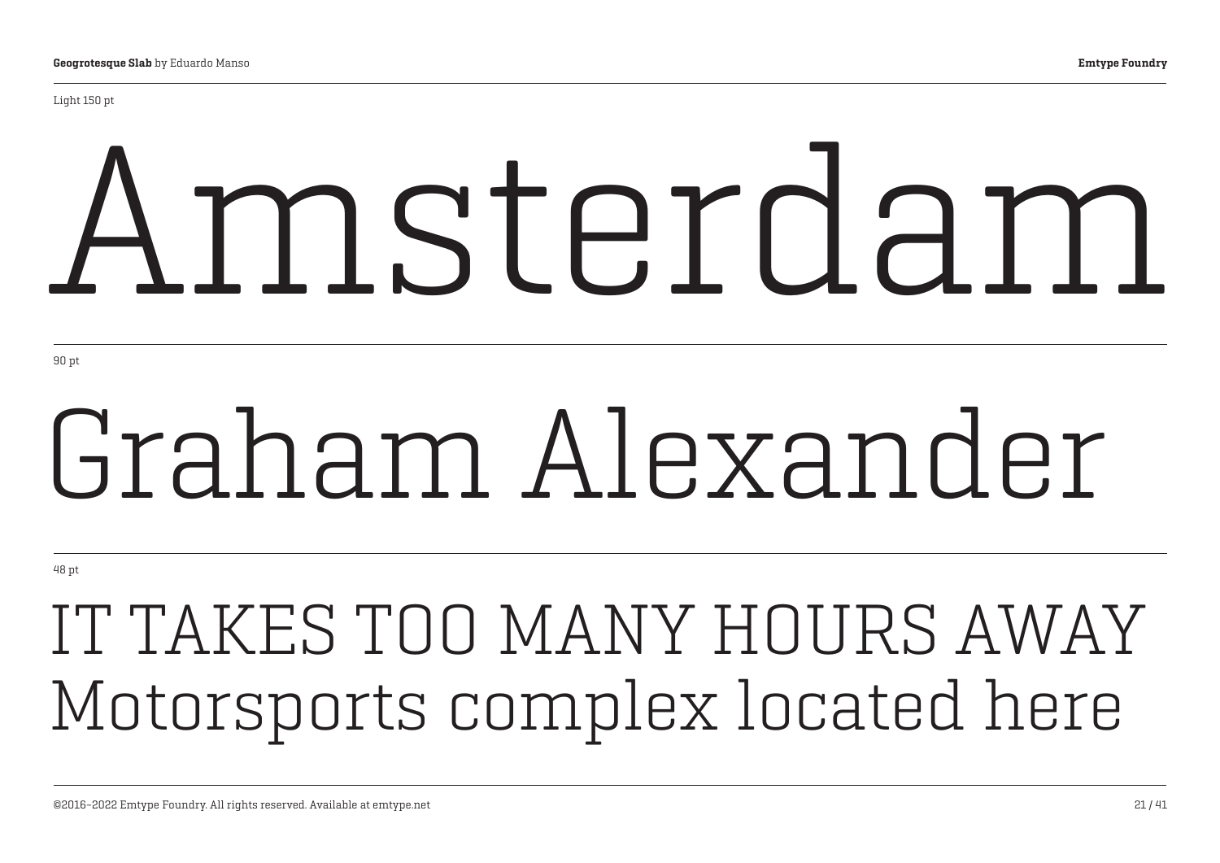Light 150 pt

# Amsterdam

90 pt

# Graham Alexander

48 pt

IT TAKES TOO MANY HOURS AWAY
Motorsports complex located here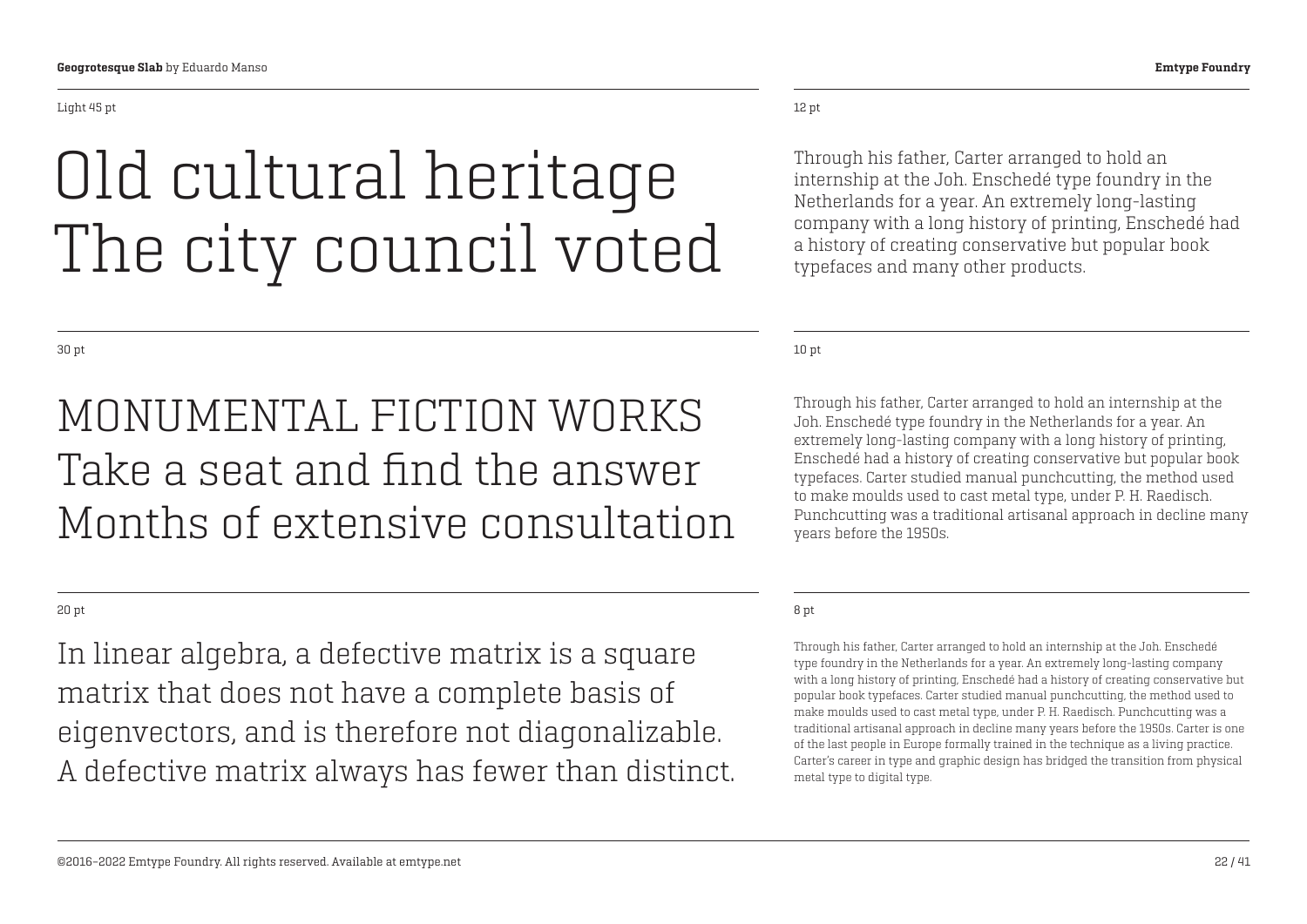Light 45 pt

Old cultural heritage
The city council voted

12 pt

Through his father, Carter arranged to hold an internship at the Joh. Enschedé type foundry in the Netherlands for a year. An extremely long-lasting company with a long history of printing, Enschedé had a history of creating conservative but popular book typefaces and many other products.

30 pt

MONUMENTAL FICTION WORKS
Take a seat and find the answer
Months of extensive consultation

10 pt

Through his father, Carter arranged to hold an internship at the Joh. Enschedé type foundry in the Netherlands for a year. An extremely long-lasting company with a long history of printing, Enschedé had a history of creating conservative but popular book typefaces. Carter studied manual punchcutting, the method used to make moulds used to cast metal type, under P. H. Raedisch. Punchcutting was a traditional artisanal approach in decline many years before the 1950s.

20 pt

In linear algebra, a defective matrix is a square matrix that does not have a complete basis of eigenvectors, and is therefore not diagonalizable. A defective matrix always has fewer than distinct.

8 pt

Through his father, Carter arranged to hold an internship at the Joh. Enschedé type foundry in the Netherlands for a year. An extremely long-lasting company with a long history of printing, Enschedé had a history of creating conservative but popular book typefaces. Carter studied manual punchcutting, the method used to make moulds used to cast metal type, under P. H. Raedisch. Punchcutting was a traditional artisanal approach in decline many years before the 1950s. Carter is one of the last people in Europe formally trained in the technique as a living practice. Carter's career in type and graphic design has bridged the transition from physical metal type to digital type.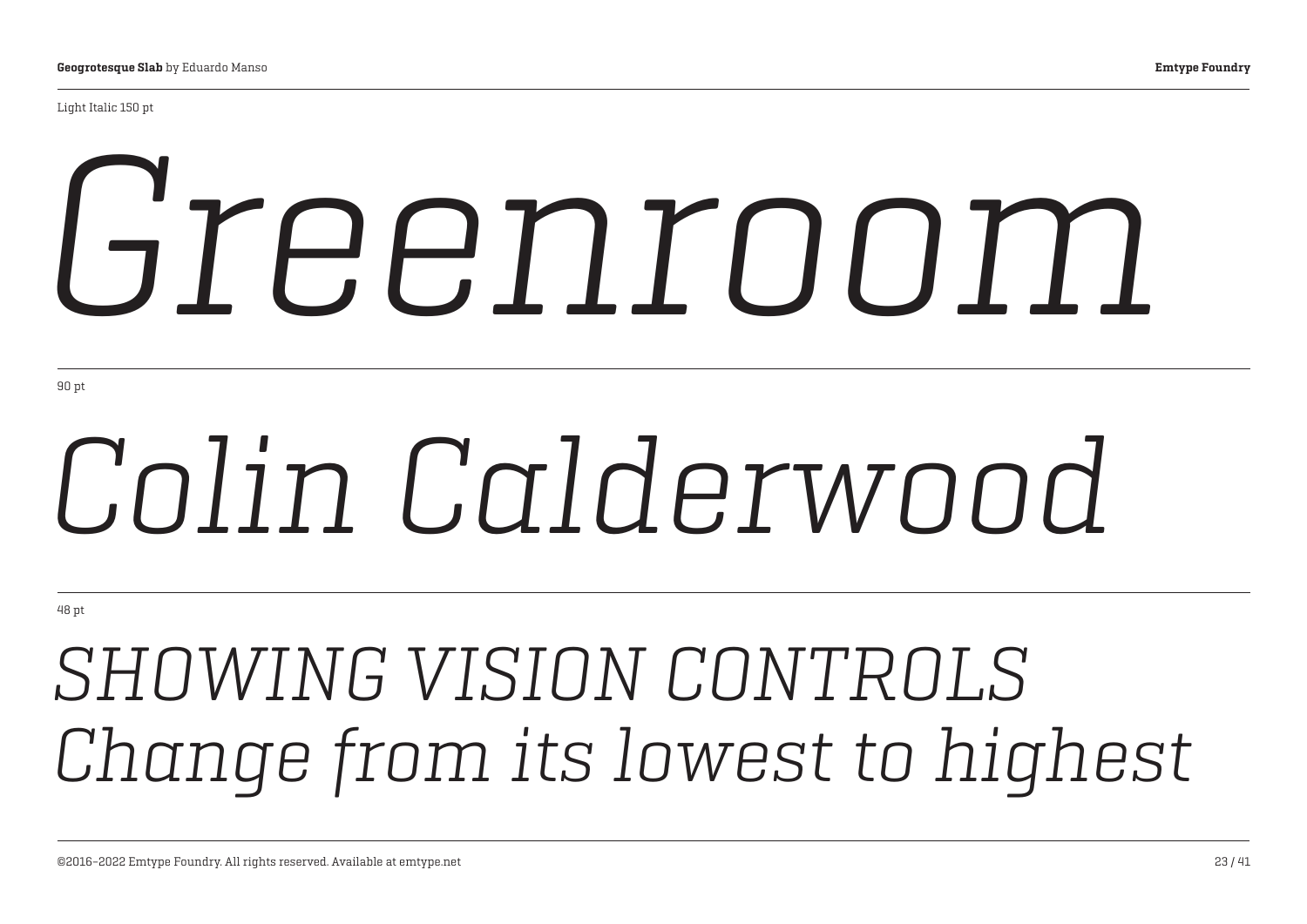Light Italic 150 pt

*Greenroom*

90 pt

*Colin Calderwood*

48 pt

*SHOWING VISION CONTROLS*
*Change from its lowest to highest*

©2016–2022 Emtype Foundry. All rights reserved. Available at emtype.net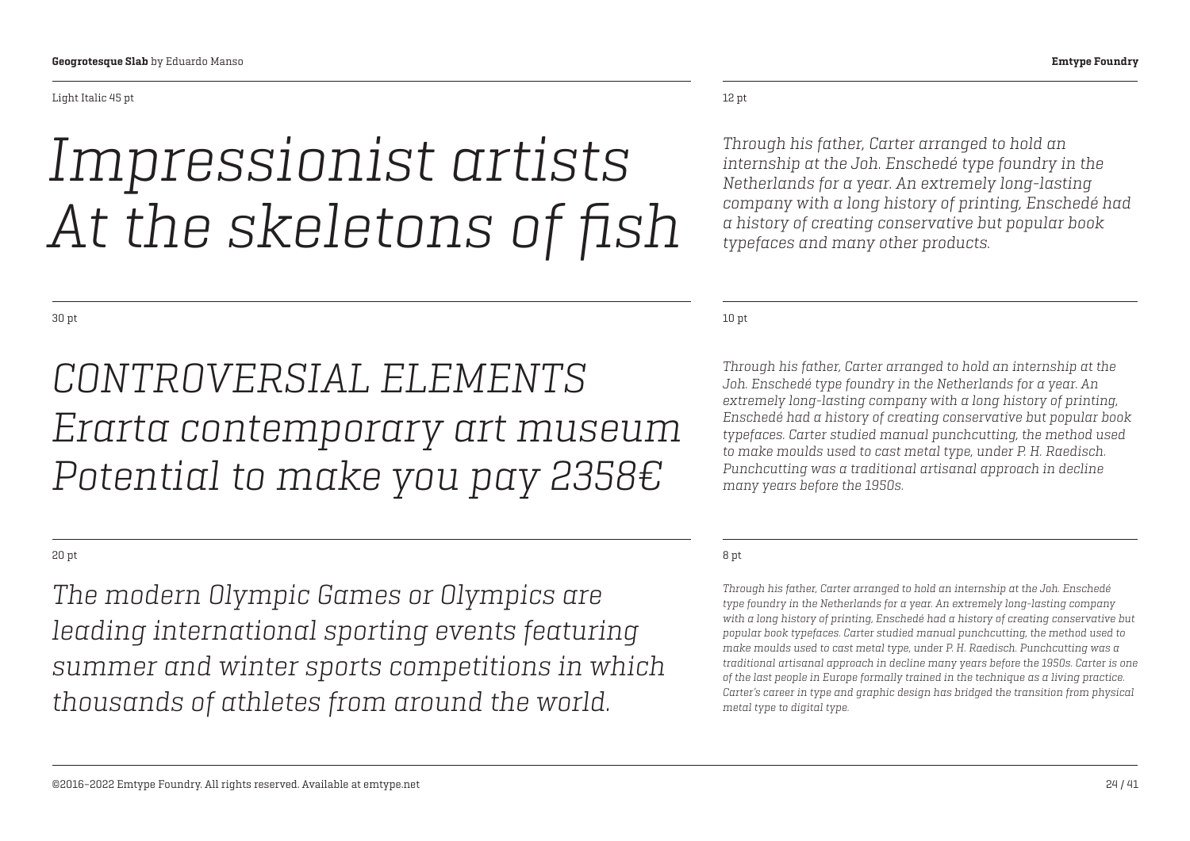Light Italic 45 pt

*Impressionist artists At the skeletons of fish*

30 pt

*CONTROVERSIAL ELEMENTS Erarta contemporary art museum Potential to make you pay 2358€*

20 pt

*The modern Olympic Games or Olympics are leading international sporting events featuring summer and winter sports competitions in which thousands of athletes from around the world.*

12 pt

*Through his father, Carter arranged to hold an internship at the Joh. Enschedé type foundry in the Netherlands for a year. An extremely long-lasting company with a long history of printing, Enschedé had a history of creating conservative but popular book typefaces and many other products.*

10 pt

*Through his father, Carter arranged to hold an internship at the Joh. Enschedé type foundry in the Netherlands for a year. An extremely long-lasting company with a long history of printing, Enschedé had a history of creating conservative but popular book typefaces. Carter studied manual punchcutting, the method used to make moulds used to cast metal type, under P. H. Raedisch. Punchcutting was a traditional artisanal approach in decline many years before the 1950s.*

8 pt

*Through his father, Carter arranged to hold an internship at the Joh. Enschedé type foundry in the Netherlands for a year. An extremely long-lasting company with a long history of printing, Enschedé had a history of creating conservative but popular book typefaces. Carter studied manual punchcutting, the method used to make moulds used to cast metal type, under P. H. Raedisch. Punchcutting was a traditional artisanal approach in decline many years before the 1950s. Carter is one of the last people in Europe formally trained in the technique as a living practice. Carter's career in type and graphic design has bridged the transition from physical metal type to digital type.*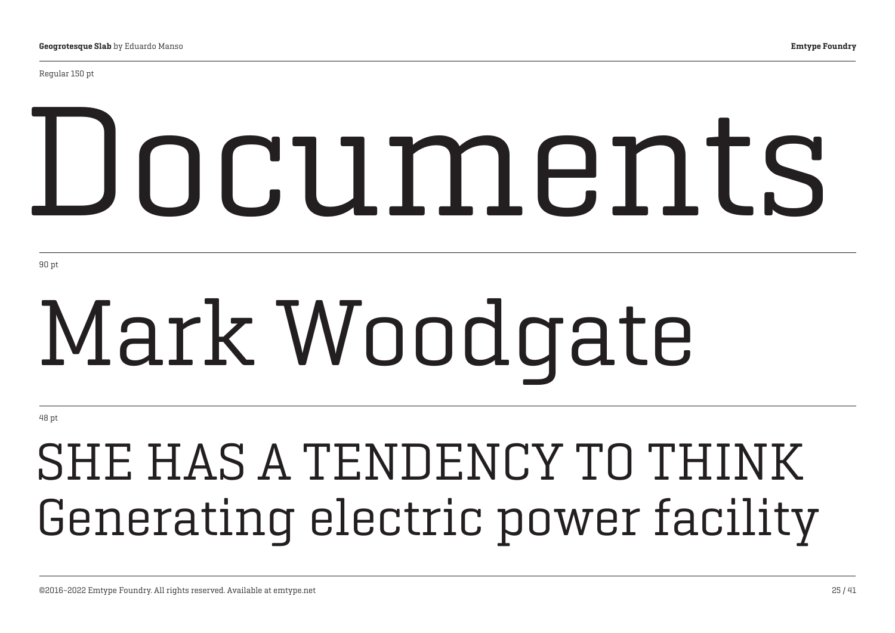Regular 150 pt

# Documents

90 pt

# Mark Woodgate

48 pt

## SHE HAS A TENDENCY TO THINK
## Generating electric power facility

©2016–2022 Emtype Foundry. All rights reserved. Available at emtype.net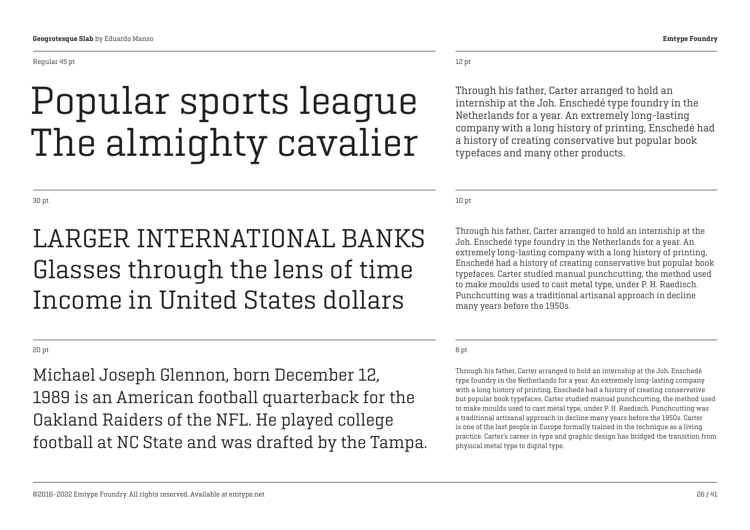Regular 45 pt

Popular sports league
The almighty cavalier

12 pt

Through his father, Carter arranged to hold an internship at the Joh. Enschedé type foundry in the Netherlands for a year. An extremely long-lasting company with a long history of printing, Enschedé had a history of creating conservative but popular book typefaces and many other products.

30 pt

LARGER INTERNATIONAL BANKS
Glasses through the lens of time
Income in United States dollars

10 pt

Through his father, Carter arranged to hold an internship at the Joh. Enschedé type foundry in the Netherlands for a year. An extremely long-lasting company with a long history of printing, Enschedé had a history of creating conservative but popular book typefaces. Carter studied manual punchcutting, the method used to make moulds used to cast metal type, under P. H. Raedisch. Punchcutting was a traditional artisanal approach in decline many years before the 1950s.

20 pt

Michael Joseph Glennon, born December 12, 1989 is an American football quarterback for the Oakland Raiders of the NFL. He played college football at NC State and was drafted by the Tampa.

8 pt

Through his father, Carter arranged to hold an internship at the Joh. Enschedé type foundry in the Netherlands for a year. An extremely long-lasting company with a long history of printing, Enschedé had a history of creating conservative but popular book typefaces. Carter studied manual punchcutting, the method used to make moulds used to cast metal type, under P. H. Raedisch. Punchcutting was a traditional artisanal approach in decline many years before the 1950s. Carter is one of the last people in Europe formally trained in the technique as a living practice. Carter's career in type and graphic design has bridged the transition from physical metal type to digital type.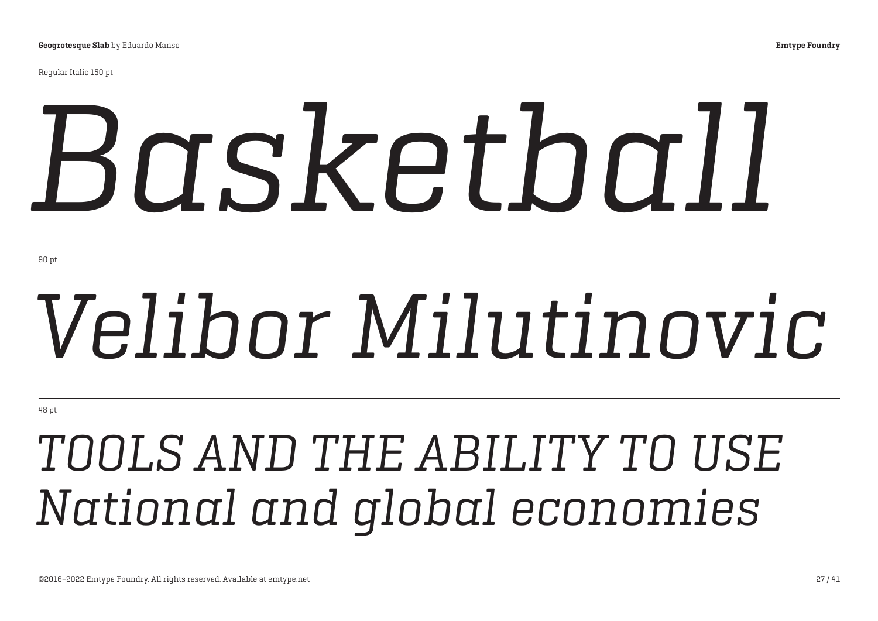Regular Italic 150 pt

*Basketball*

90 pt

*Velibor Milutinovic*

48 pt

*TOOLS AND THE ABILITY TO USE*
*National and global economies*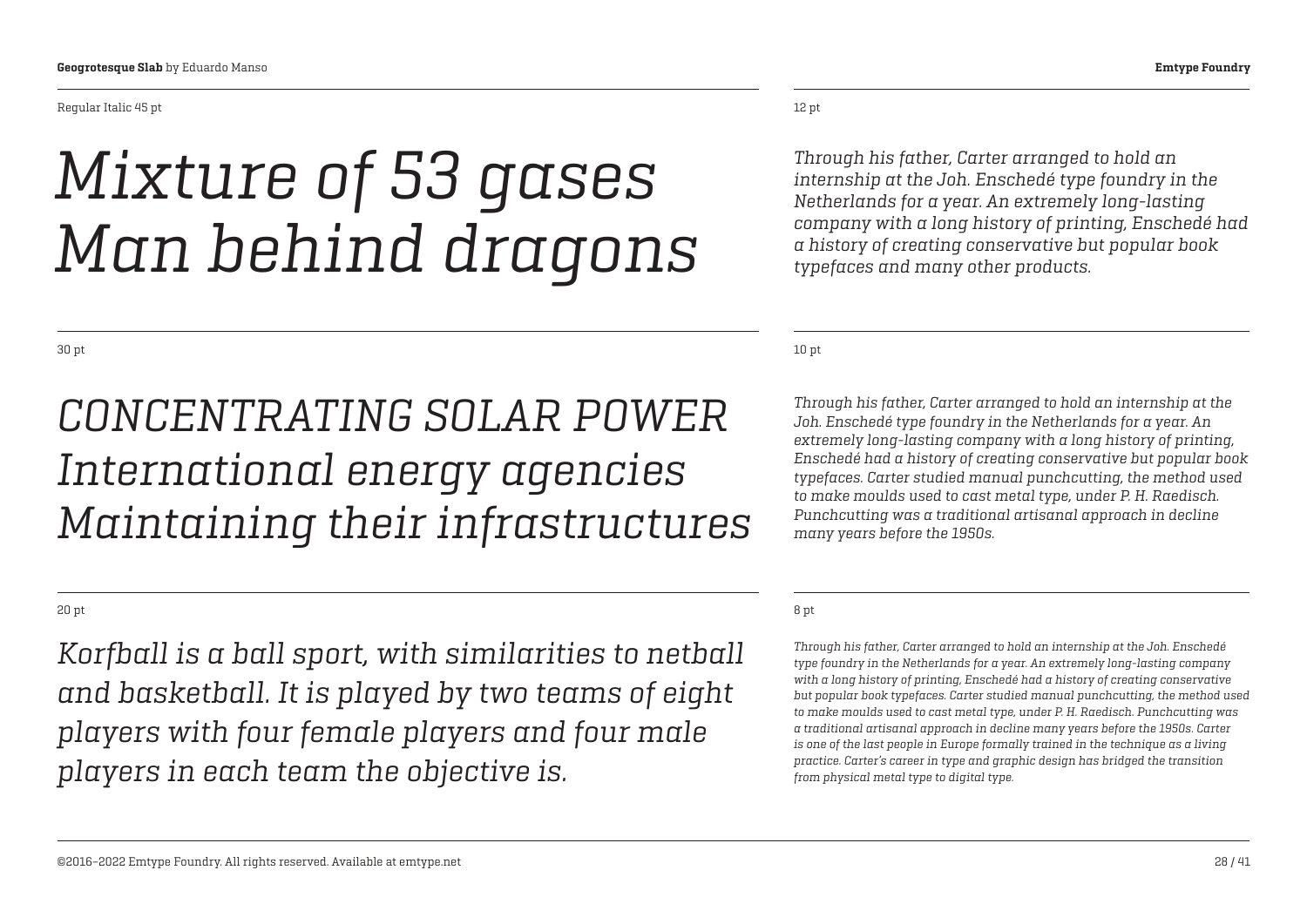Regular Italic 45 pt

*Mixture of 53 gases*
*Man behind dragons*

30 pt

*CONCENTRATING SOLAR POWER*
*International energy agencies*
*Maintaining their infrastructures*

20 pt

*Korfball is a ball sport, with similarities to netball and basketball. It is played by two teams of eight players with four female players and four male players in each team the objective is.*

12 pt

*Through his father, Carter arranged to hold an internship at the Joh. Enschedé type foundry in the Netherlands for a year. An extremely long-lasting company with a long history of printing, Enschedé had a history of creating conservative but popular book typefaces and many other products.*

10 pt

*Through his father, Carter arranged to hold an internship at the Joh. Enschedé type foundry in the Netherlands for a year. An extremely long-lasting company with a long history of printing, Enschedé had a history of creating conservative but popular book typefaces. Carter studied manual punchcutting, the method used to make moulds used to cast metal type, under P. H. Raedisch. Punchcutting was a traditional artisanal approach in decline many years before the 1950s.*

8 pt

*Through his father, Carter arranged to hold an internship at the Joh. Enschedé type foundry in the Netherlands for a year. An extremely long-lasting company with a long history of printing, Enschedé had a history of creating conservative but popular book typefaces. Carter studied manual punchcutting, the method used to make moulds used to cast metal type, under P. H. Raedisch. Punchcutting was a traditional artisanal approach in decline many years before the 1950s. Carter is one of the last people in Europe formally trained in the technique as a living practice. Carter's career in type and graphic design has bridged the transition from physical metal type to digital type.*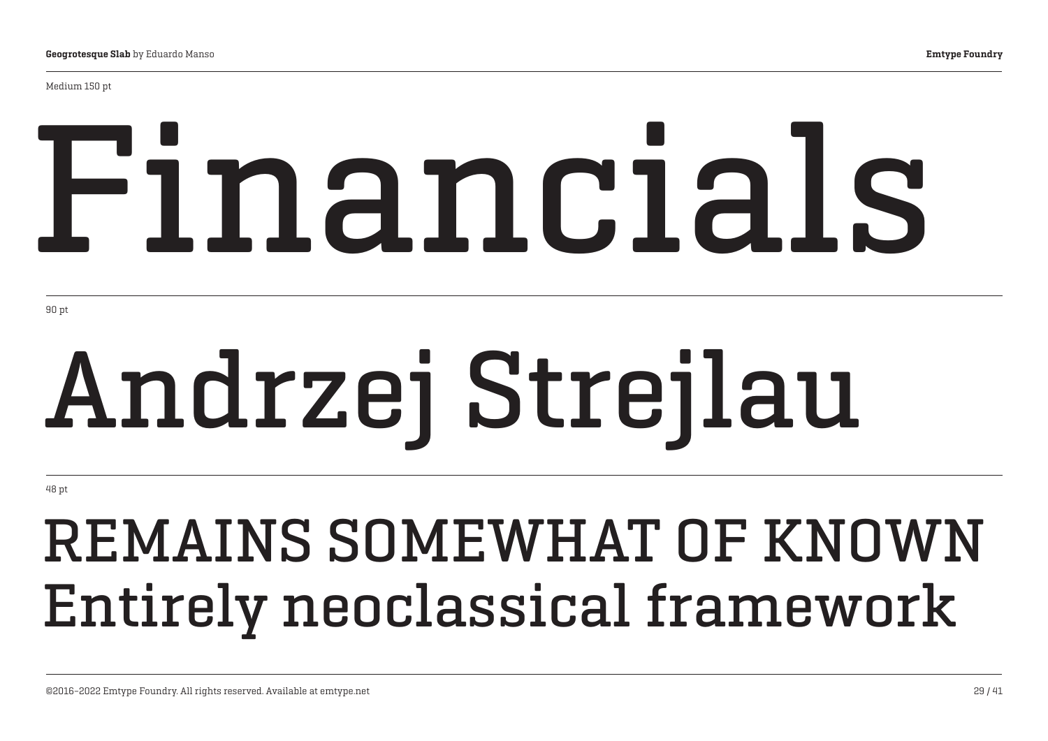Medium 150 pt

# Financials

90 pt

# Andrzej Strejlau

48 pt

## REMAINS SOMEWHAT OF KNOWN
## Entirely neoclassical framework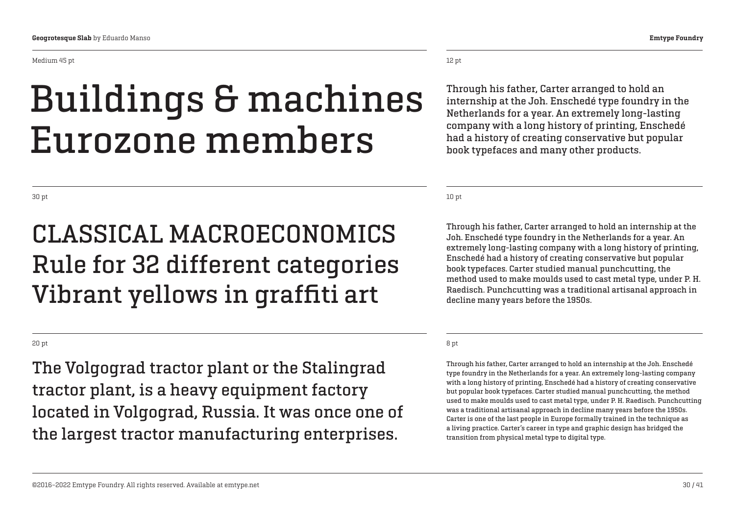Medium 45 pt

# Buildings & machines Eurozone members

12 pt

Through his father, Carter arranged to hold an internship at the Joh. Enschedé type foundry in the Netherlands for a year. An extremely long-lasting company with a long history of printing, Enschedé had a history of creating conservative but popular book typefaces and many other products.

30 pt

## CLASSICAL MACROECONOMICS Rule for 32 different categories Vibrant yellows in graffiti art

10 pt

Through his father, Carter arranged to hold an internship at the Joh. Enschedé type foundry in the Netherlands for a year. An extremely long-lasting company with a long history of printing, Enschedé had a history of creating conservative but popular book typefaces. Carter studied manual punchcutting, the method used to make moulds used to cast metal type, under P. H. Raedisch. Punchcutting was a traditional artisanal approach in decline many years before the 1950s.

20 pt

The Volgograd tractor plant or the Stalingrad tractor plant, is a heavy equipment factory located in Volgograd, Russia. It was once one of the largest tractor manufacturing enterprises.

8 pt

Through his father, Carter arranged to hold an internship at the Joh. Enschedé type foundry in the Netherlands for a year. An extremely long-lasting company with a long history of printing, Enschedé had a history of creating conservative but popular book typefaces. Carter studied manual punchcutting, the method used to make moulds used to cast metal type, under P. H. Raedisch. Punchcutting was a traditional artisanal approach in decline many years before the 1950s. Carter is one of the last people in Europe formally trained in the technique as a living practice. Carter's career in type and graphic design has bridged the transition from physical metal type to digital type.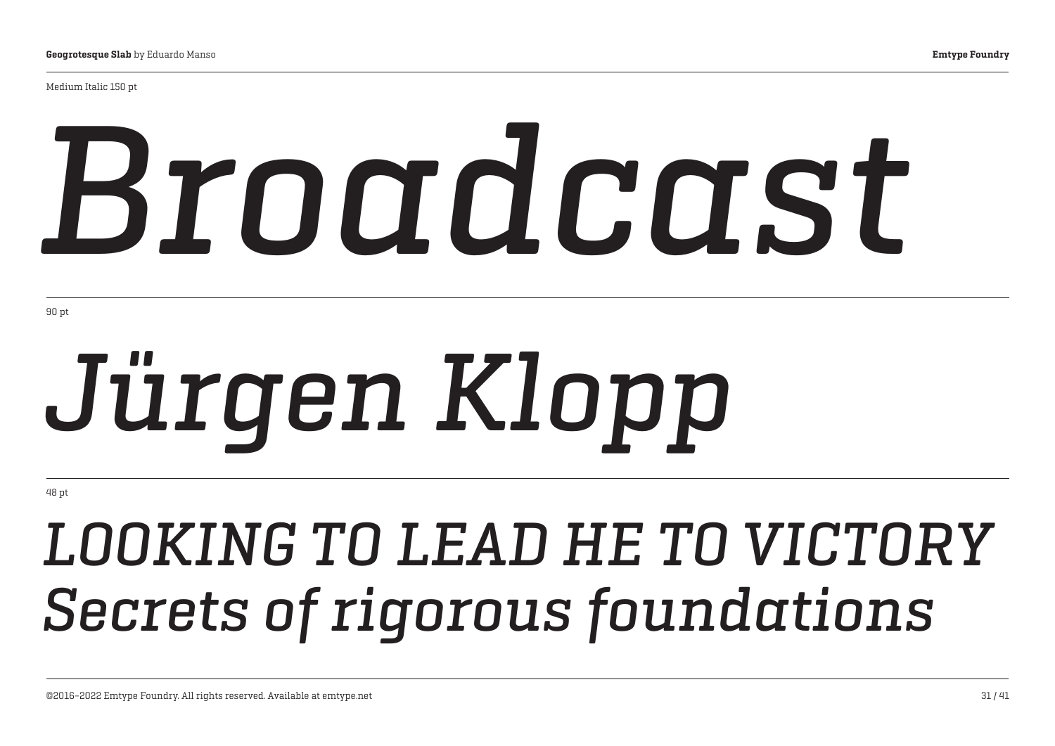Medium Italic 150 pt

*Broadcast*

90 pt

*Jürgen Klopp*

48 pt

*LOOKING TO LEAD HE TO VICTORY*
*Secrets of rigorous foundations*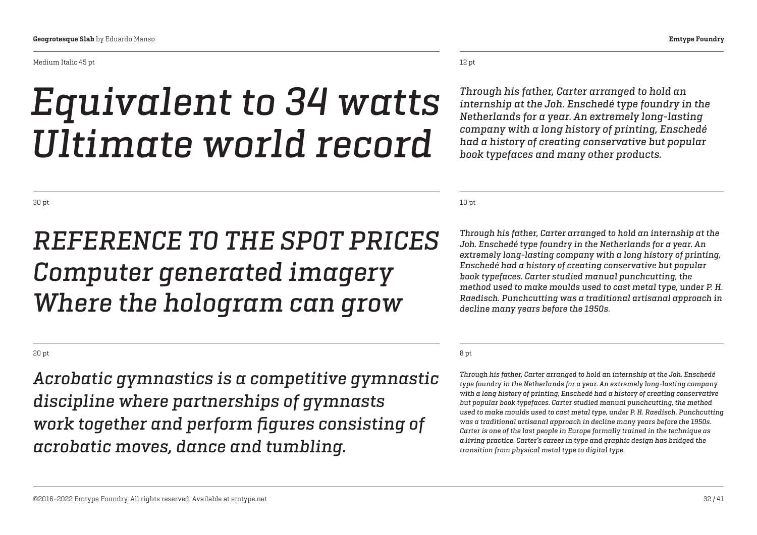Medium Italic 45 pt

*Equivalent to 34 watts Ultimate world record*

12 pt

*Through his father, Carter arranged to hold an internship at the Joh. Enschedé type foundry in the Netherlands for a year. An extremely long-lasting company with a long history of printing, Enschedé had a history of creating conservative but popular book typefaces and many other products.*

30 pt

*REFERENCE TO THE SPOT PRICES Computer generated imagery Where the hologram can grow*

10 pt

*Through his father, Carter arranged to hold an internship at the Joh. Enschedé type foundry in the Netherlands for a year. An extremely long-lasting company with a long history of printing, Enschedé had a history of creating conservative but popular book typefaces. Carter studied manual punchcutting, the method used to make moulds used to cast metal type, under P. H. Raedisch. Punchcutting was a traditional artisanal approach in decline many years before the 1950s.*

20 pt

*Acrobatic gymnastics is a competitive gymnastic discipline where partnerships of gymnasts work together and perform figures consisting of acrobatic moves, dance and tumbling.*

8 pt

*Through his father, Carter arranged to hold an internship at the Joh. Enschedé type foundry in the Netherlands for a year. An extremely long-lasting company with a long history of printing, Enschedé had a history of creating conservative but popular book typefaces. Carter studied manual punchcutting, the method used to make moulds used to cast metal type, under P. H. Raedisch. Punchcutting was a traditional artisanal approach in decline many years before the 1950s. Carter is one of the last people in Europe formally trained in the technique as a living practice. Carter's career in type and graphic design has bridged the transition from physical metal type to digital type.*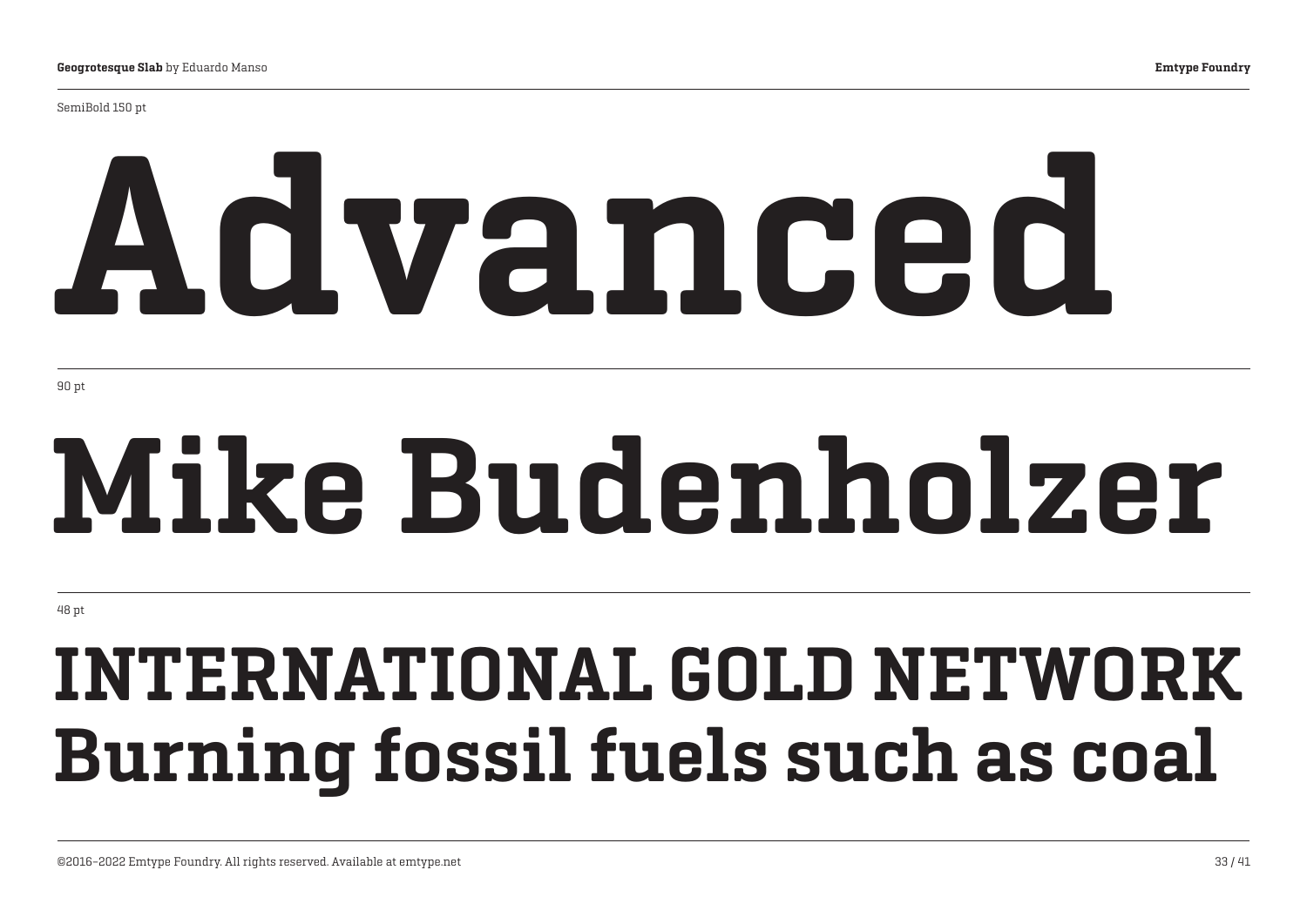SemiBold 150 pt

# Advanced

90 pt

# Mike Budenholzer

48 pt

## INTERNATIONAL GOLD NETWORK
## Burning fossil fuels such as coal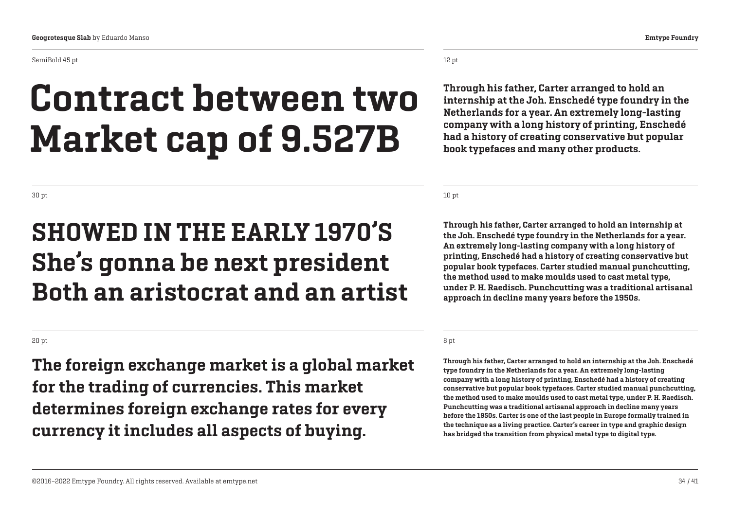SemiBold 45 pt

# Contract between two Market cap of 9.527B

12 pt

**Through his father, Carter arranged to hold an internship at the Joh. Enschedé type foundry in the Netherlands for a year. An extremely long-lasting company with a long history of printing, Enschedé had a history of creating conservative but popular book typefaces and many other products.**

30 pt

## SHOWED IN THE EARLY 1970'S She's gonna be next president Both an aristocrat and an artist

10 pt

**Through his father, Carter arranged to hold an internship at the Joh. Enschedé type foundry in the Netherlands for a year. An extremely long-lasting company with a long history of printing, Enschedé had a history of creating conservative but popular book typefaces. Carter studied manual punchcutting, the method used to make moulds used to cast metal type, under P. H. Raedisch. Punchcutting was a traditional artisanal approach in decline many years before the 1950s.**

20 pt

### The foreign exchange market is a global market for the trading of currencies. This market determines foreign exchange rates for every currency it includes all aspects of buying.

8 pt

**Through his father, Carter arranged to hold an internship at the Joh. Enschedé type foundry in the Netherlands for a year. An extremely long-lasting company with a long history of printing, Enschedé had a history of creating conservative but popular book typefaces. Carter studied manual punchcutting, the method used to make moulds used to cast metal type, under P. H. Raedisch. Punchcutting was a traditional artisanal approach in decline many years before the 1950s. Carter is one of the last people in Europe formally trained in the technique as a living practice. Carter's career in type and graphic design has bridged the transition from physical metal type to digital type.**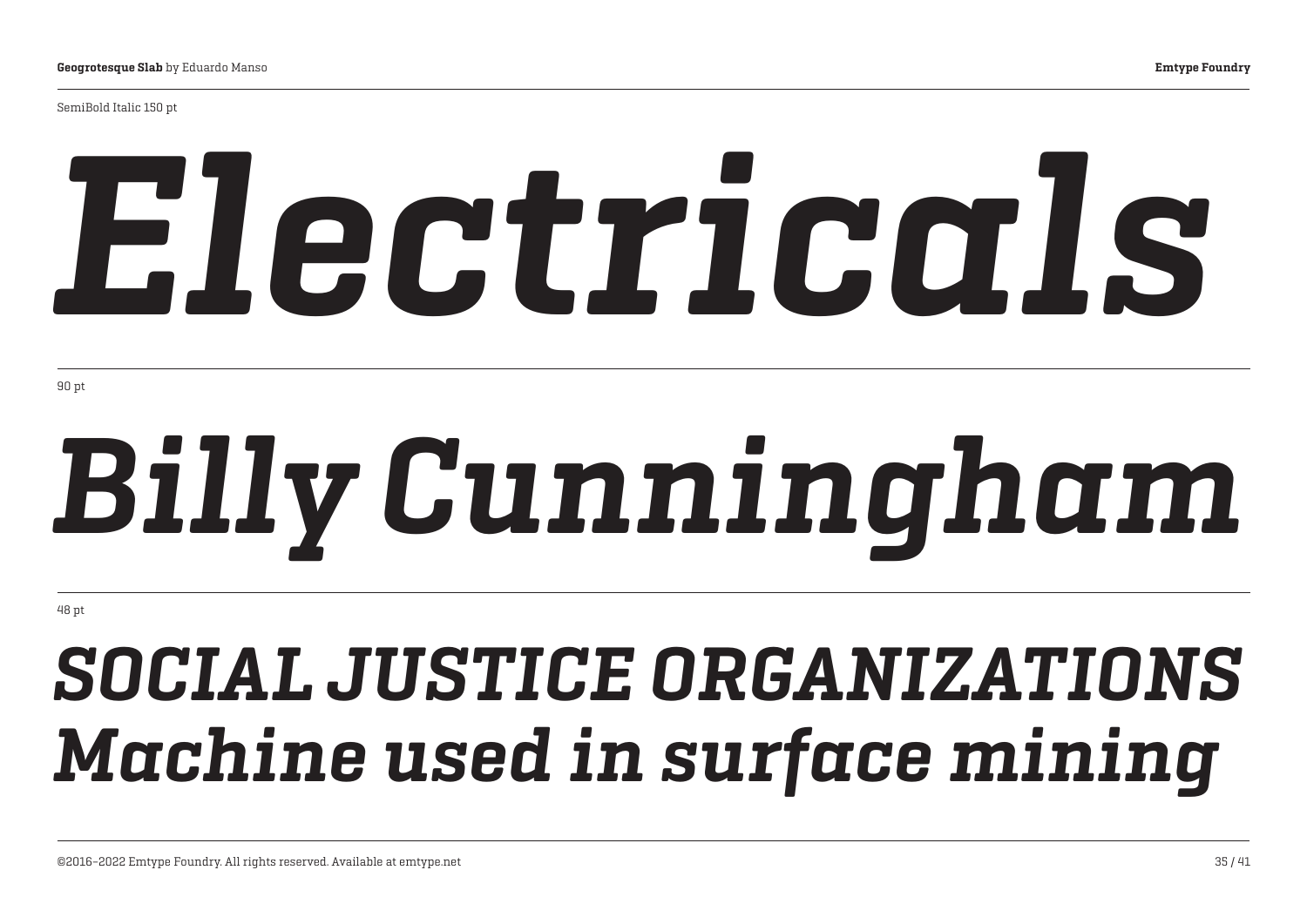SemiBold Italic 150 pt

*Electricals*

90 pt

*Billy Cunningham*

48 pt

*SOCIAL JUSTICE ORGANIZATIONS*
*Machine used in surface mining*

©2016–2022 Emtype Foundry. All rights reserved. Available at emtype.net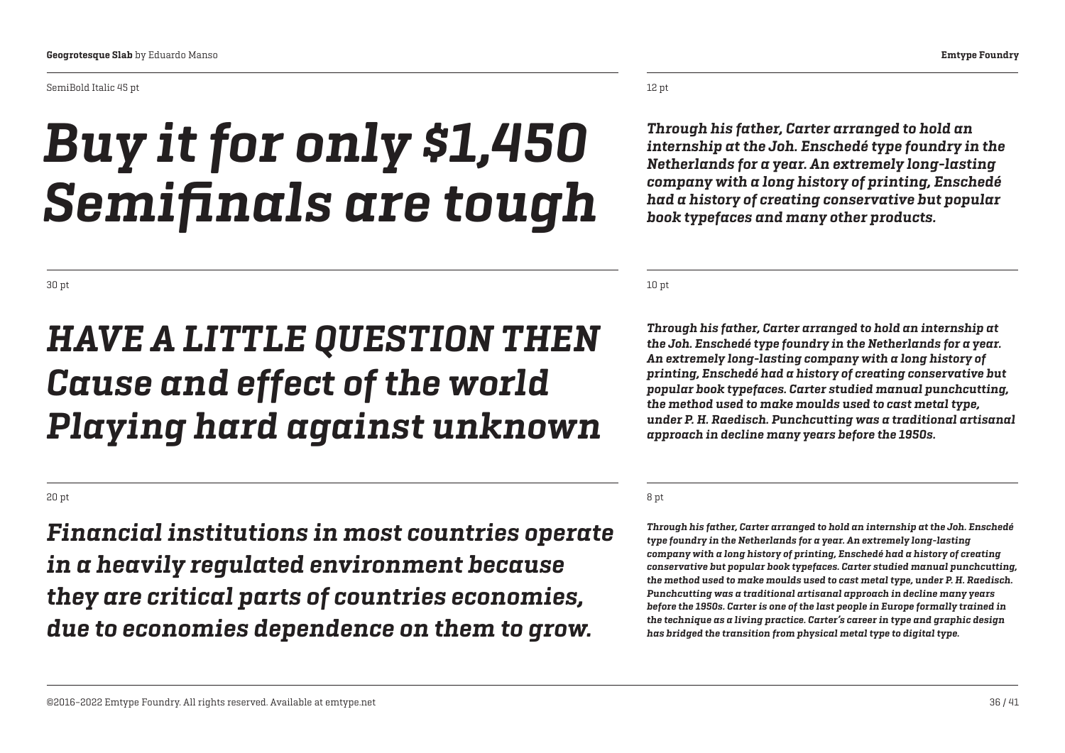SemiBold Italic 45 pt

*Buy it for only $1,450
Semifinals are tough*

12 pt

*Through his father, Carter arranged to hold an internship at the Joh. Enschedé type foundry in the Netherlands for a year. An extremely long-lasting company with a long history of printing, Enschedé had a history of creating conservative but popular book typefaces and many other products.*

30 pt

*HAVE A LITTLE QUESTION THEN
Cause and effect of the world
Playing hard against unknown*

10 pt

*Through his father, Carter arranged to hold an internship at the Joh. Enschedé type foundry in the Netherlands for a year. An extremely long-lasting company with a long history of printing, Enschedé had a history of creating conservative but popular book typefaces. Carter studied manual punchcutting, the method used to make moulds used to cast metal type, under P. H. Raedisch. Punchcutting was a traditional artisanal approach in decline many years before the 1950s.*

20 pt

*Financial institutions in most countries operate in a heavily regulated environment because they are critical parts of countries economies, due to economies dependence on them to grow.*

8 pt

*Through his father, Carter arranged to hold an internship at the Joh. Enschedé type foundry in the Netherlands for a year. An extremely long-lasting company with a long history of printing, Enschedé had a history of creating conservative but popular book typefaces. Carter studied manual punchcutting, the method used to make moulds used to cast metal type, under P. H. Raedisch. Punchcutting was a traditional artisanal approach in decline many years before the 1950s. Carter is one of the last people in Europe formally trained in the technique as a living practice. Carter's career in type and graphic design has bridged the transition from physical metal type to digital type.*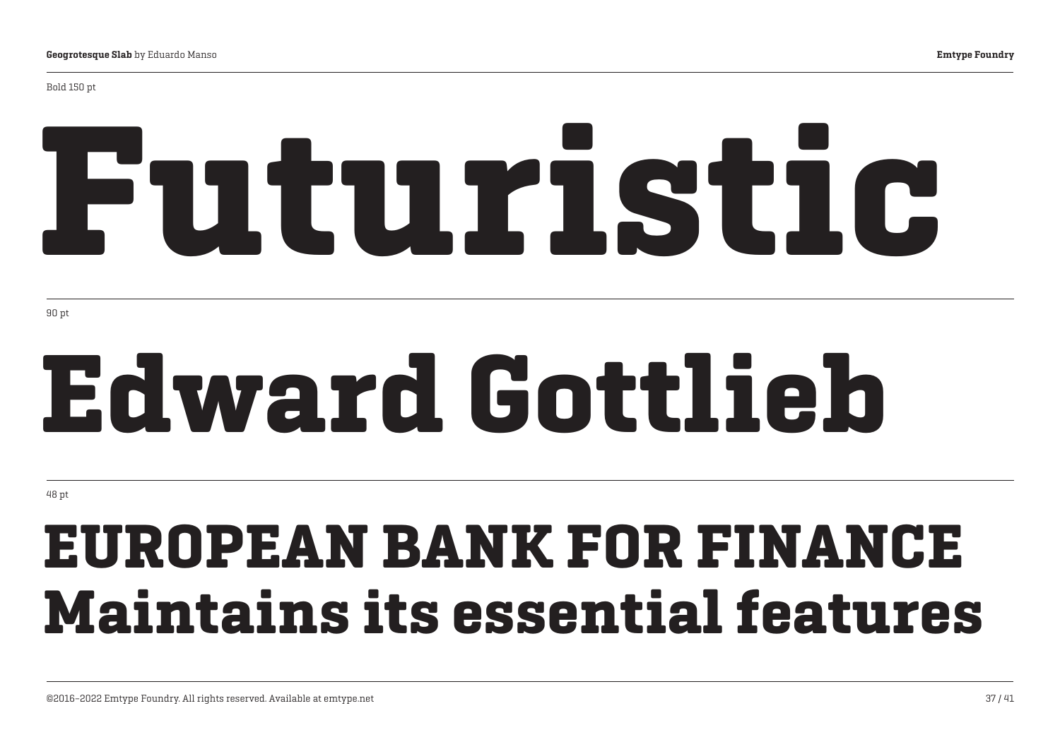Bold 150 pt

# Futuristic

90 pt

# Edward Gottlieb

48 pt

**EUROPEAN BANK FOR FINANCE**
**Maintains its essential features**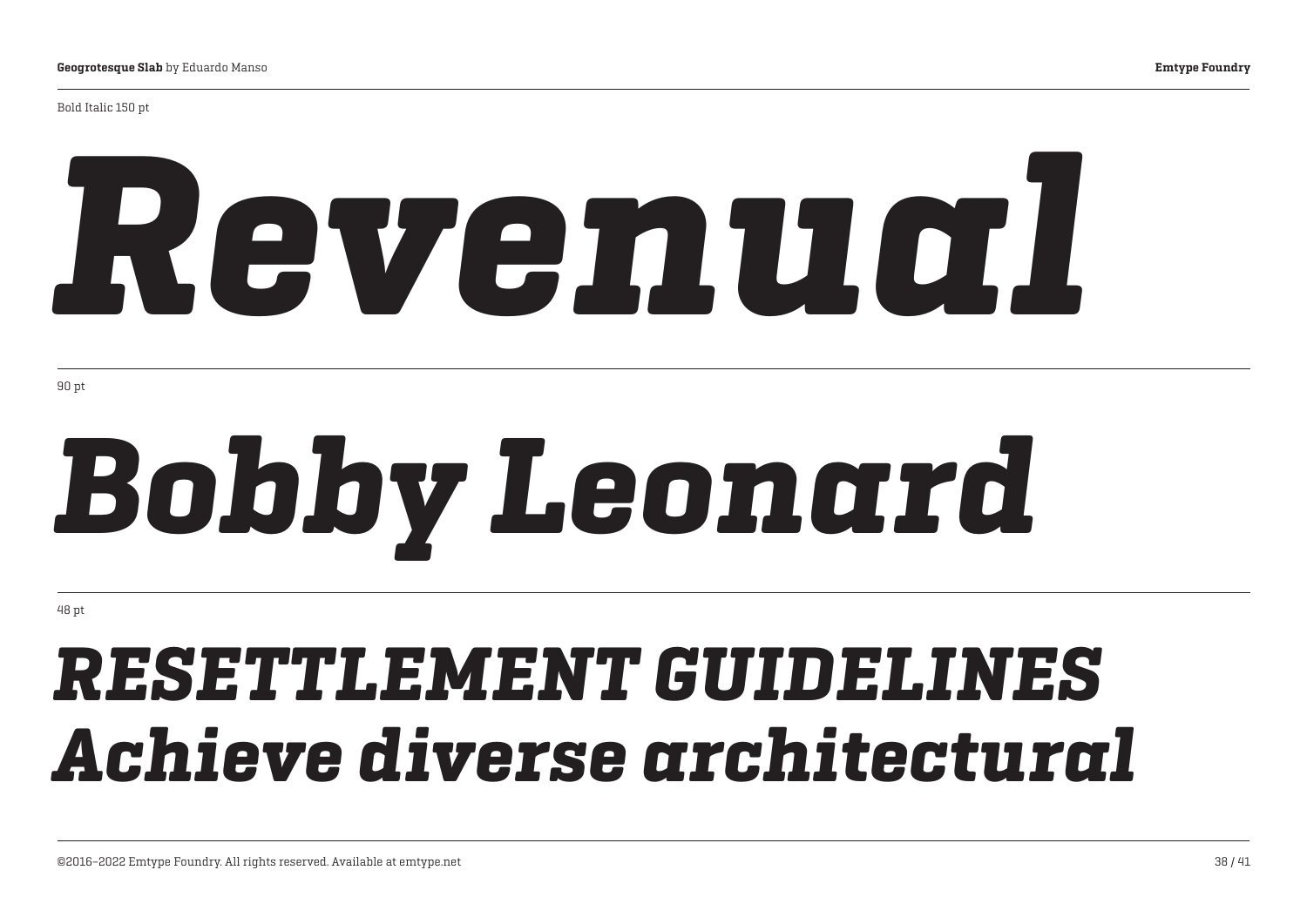Bold Italic 150 pt

***Revenual***

90 pt

***Bobby Leonard***

48 pt

***RESETTLEMENT GUIDELINES***
***Achieve diverse architectural***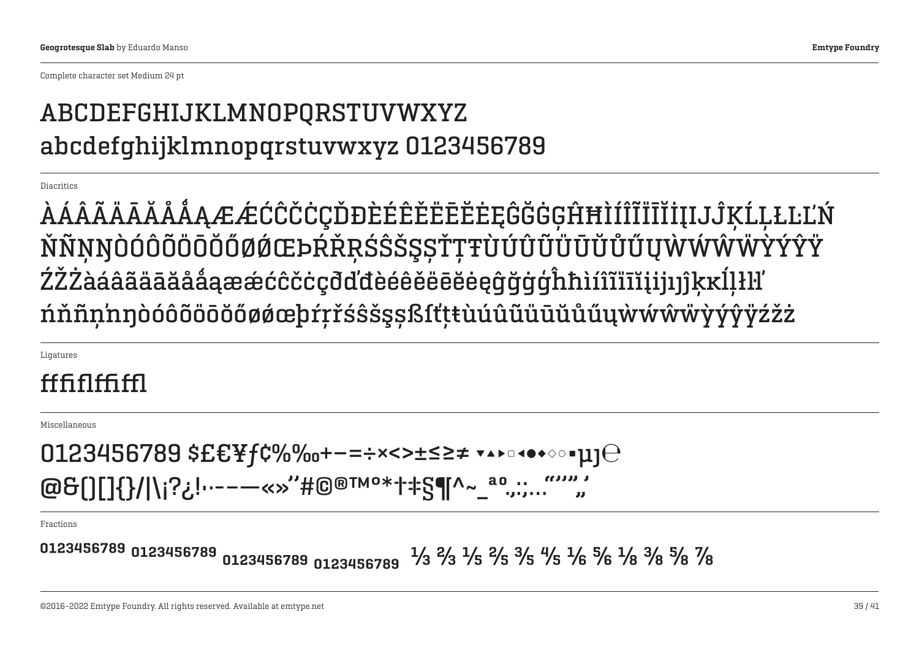Complete character set Medium 24 pt

ABCDEFGHIJKLMNOPQRSTUVWXYZ
abcdefghijklmnopqrstuvwxyz 0123456789

Diacritics

ÀÁÂÃÄĀĂÅǺĄÆǼĆĈČĊÇĎĐÈÉÊĚËĒĔĖĘĜĞĠĢĤĦÌÍÎĨÏĪĬİĮIJĴĶĹĻŁĿĽŃ
ŇÑŅŊÒÓÔÕÖŌŎŐØǾŒÞŔŘŖŚŜŠŞȘŤŢŦÙÚÛŨÜŪŬŮŰŲẀẂŴẄỲÝŶŸ
ŹŽŻàáâãäāăåǻąæǽćĉčċçðďđèéêěëēĕėęĝğġģĥħìíîĩïīĭįiĳȷĵķĸĺļłŀľ
ńňñņŉŋòóôõöōŏőøǿœþŕŗřśŝšşșßſťţŧùúûũüūŭůűųẁẃŵẅỳýŷÿźžż

Ligatures

ﬀﬁﬂﬃﬄ

Miscellaneous

0123456789 $£€¥ƒ¢%‰+−=÷×<>±≤≥≠ ▼▲▶□◀●◆◇○▪µȷ℮
@&()[]{}/|\¡?¿!·-–—«»’’#©®™º*†‡§¶^~_ªº.,:;…“’”„‚

Fractions

0123456789 0123456789 0123456789 0123456789 ⅓ ⅔ ⅕ ⅖ ⅗ ⅘ ⅙ ⅚ ⅛ ⅜ ⅝ ⅞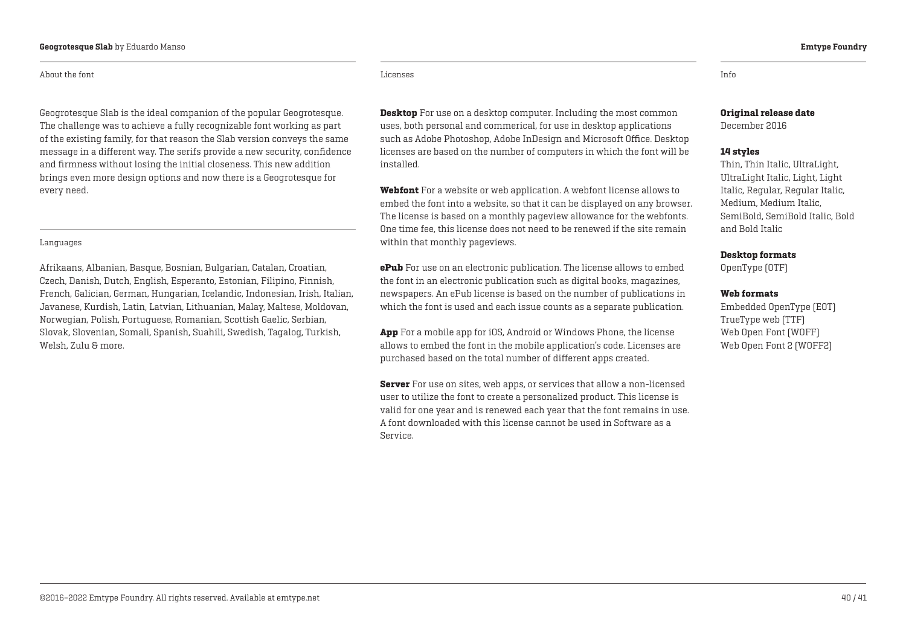## About the font

Geogrotesque Slab is the ideal companion of the popular Geogrotesque. The challenge was to achieve a fully recognizable font working as part of the existing family, for that reason the Slab version conveys the same message in a different way. The serifs provide a new security, confidence and firmness without losing the initial closeness. This new addition brings even more design options and now there is a Geogrotesque for every need.

## Languages

Afrikaans, Albanian, Basque, Bosnian, Bulgarian, Catalan, Croatian, Czech, Danish, Dutch, English, Esperanto, Estonian, Filipino, Finnish, French, Galician, German, Hungarian, Icelandic, Indonesian, Irish, Italian, Javanese, Kurdish, Latin, Latvian, Lithuanian, Malay, Maltese, Moldovan, Norwegian, Polish, Portuguese, Romanian, Scottish Gaelic, Serbian, Slovak, Slovenian, Somali, Spanish, Suahili, Swedish, Tagalog, Turkish, Welsh, Zulu & more.

## Licenses

**Desktop** For use on a desktop computer. Including the most common uses, both personal and commerical, for use in desktop applications such as Adobe Photoshop, Adobe InDesign and Microsoft Office. Desktop licenses are based on the number of computers in which the font will be installed.

**Webfont** For a website or web application. A webfont license allows to embed the font into a website, so that it can be displayed on any browser. The license is based on a monthly pageview allowance for the webfonts. One time fee, this license does not need to be renewed if the site remain within that monthly pageviews.

**ePub** For use on an electronic publication. The license allows to embed the font in an electronic publication such as digital books, magazines, newspapers. An ePub license is based on the number of publications in which the font is used and each issue counts as a separate publication.

**App** For a mobile app for iOS, Android or Windows Phone, the license allows to embed the font in the mobile application's code. Licenses are purchased based on the total number of different apps created.

**Server** For use on sites, web apps, or services that allow a non-licensed user to utilize the font to create a personalized product. This license is valid for one year and is renewed each year that the font remains in use. A font downloaded with this license cannot be used in Software as a Service.

## Info

**Original release date**
December 2016

**14 styles**
Thin, Thin Italic, UltraLight, UltraLight Italic, Light, Light Italic, Regular, Regular Italic, Medium, Medium Italic, SemiBold, SemiBold Italic, Bold and Bold Italic

**Desktop formats**
OpenType (OTF)

**Web formats**
Embedded OpenType (EOT)
TrueType web (TTF)
Web Open Font (WOFF)
Web Open Font 2 (WOFF2)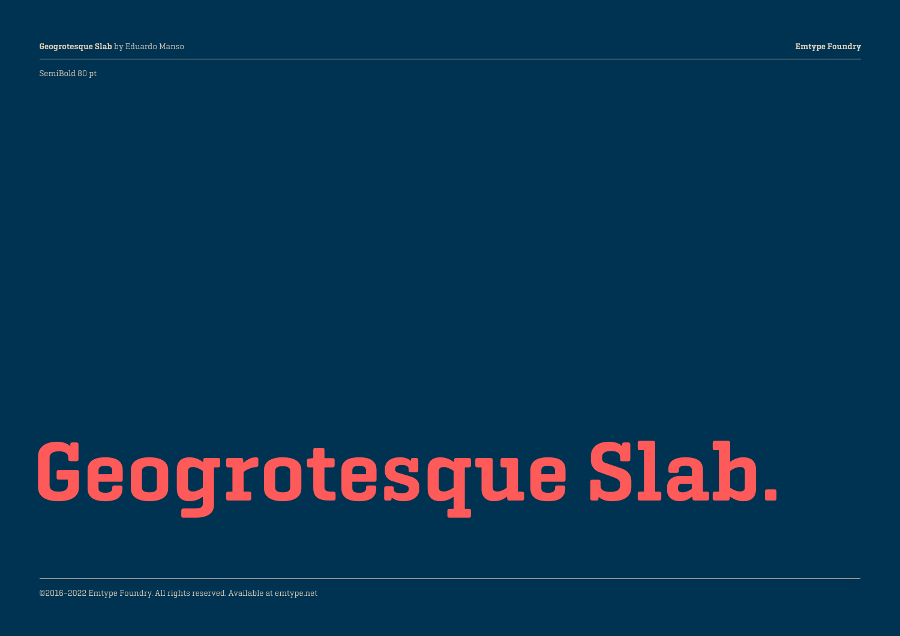**Geogrotesque Slab** by Eduardo Manso

**Emtype Foundry**

SemiBold 80 pt

# Geogrotesque Slab.

©2016–2022 Emtype Foundry. All rights reserved. Available at emtype.net